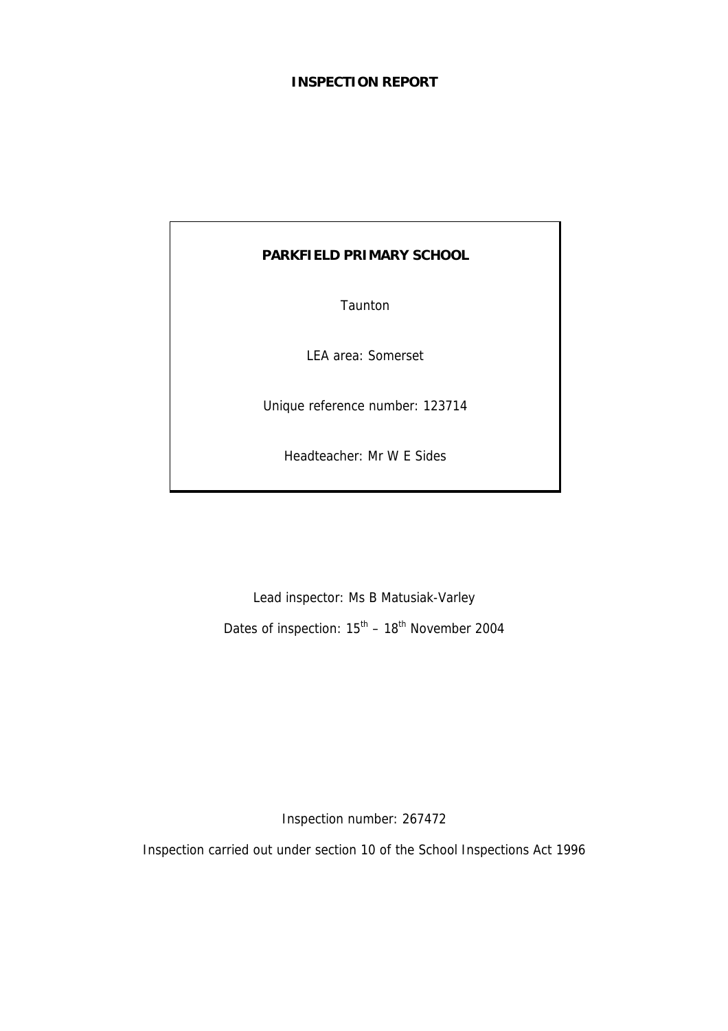# INSPECTION REPORT

## PARKFIELD PRIMARY SCHOOL

Taunton

LEA area: Somerset

Unique reference number: 123714

Headteacher: Mr W E Sides

Lead inspector: Ms B Matusiak-Varley

Dates of inspection: 15th – 18th November 2004

Inspection number: 267472

Inspection carried out under section 10 of the School Inspections Act 1996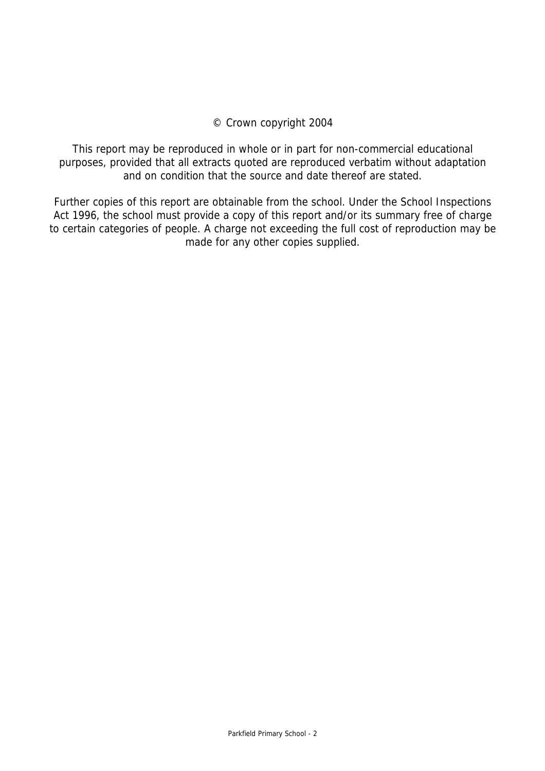© Crown copyright 2004

This report may be reproduced in whole or in part for non-commercial educational purposes, provided that all extracts quoted are reproduced verbatim without adaptation and on condition that the source and date thereof are stated.

Further copies of this report are obtainable from the school. Under the School Inspections Act 1996, the school must provide a copy of this report and/or its summary free of charge to certain categories of people. A charge not exceeding the full cost of reproduction may be made for any other copies supplied.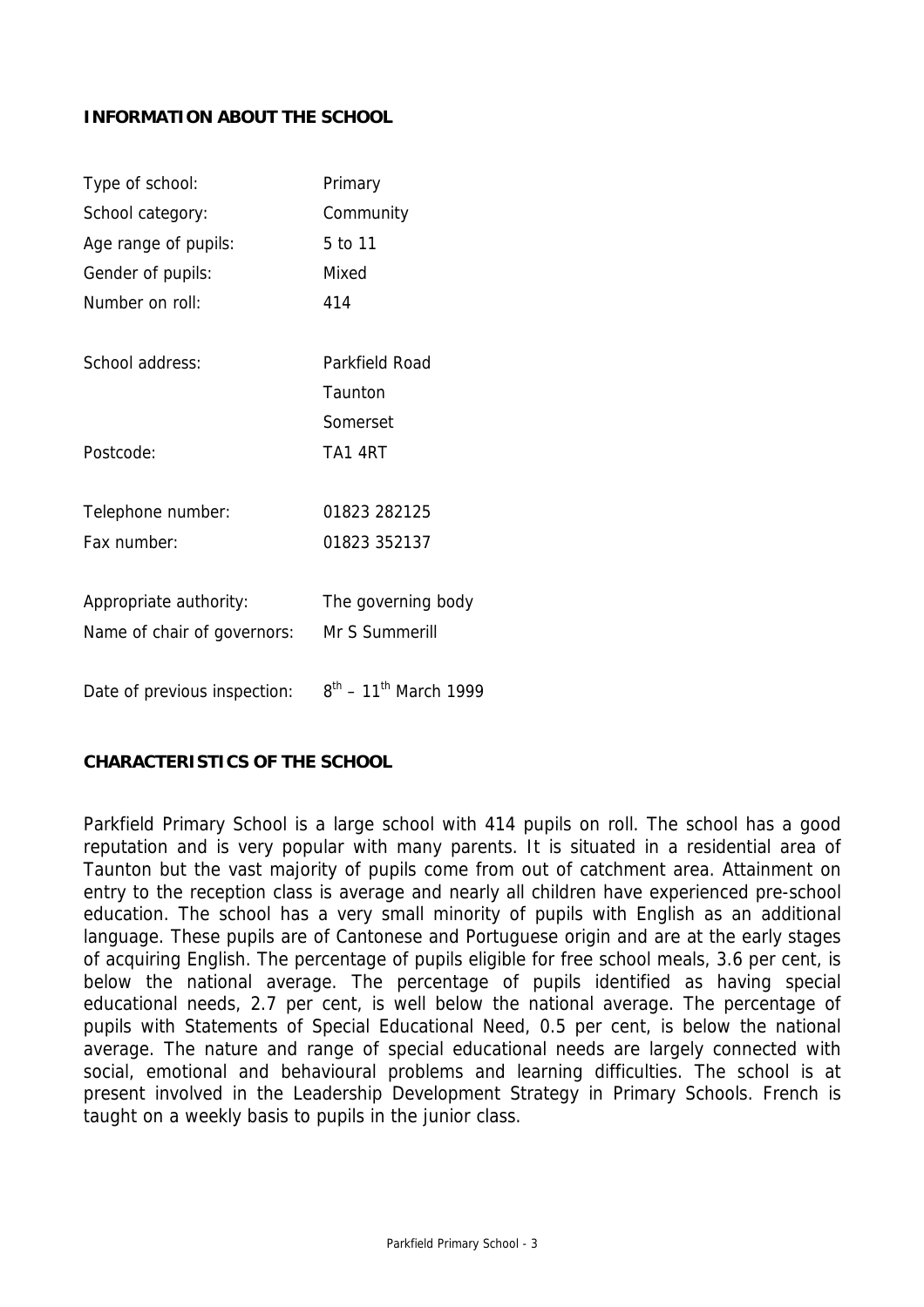## INFORMATION ABOUT THE SCHOOL

| | |
|---|---|
| Type of school: | Primary |
| School category: | Community |
| Age range of pupils: | 5 to 11 |
| Gender of pupils: | Mixed |
| Number on roll: | 414 |
| School address: | Parkfield Road<br>Taunton<br>Somerset |
| Postcode: | TA1 4RT |
| Telephone number: | 01823 282125 |
| Fax number: | 01823 352137 |
| Appropriate authority: | The governing body |
| Name of chair of governors: | Mr S Summerill |
| Date of previous inspection: | 8th – 11th March 1999 |

## CHARACTERISTICS OF THE SCHOOL

Parkfield Primary School is a large school with 414 pupils on roll. The school has a good reputation and is very popular with many parents. It is situated in a residential area of Taunton but the vast majority of pupils come from out of catchment area. Attainment on entry to the reception class is average and nearly all children have experienced pre-school education. The school has a very small minority of pupils with English as an additional language. These pupils are of Cantonese and Portuguese origin and are at the early stages of acquiring English. The percentage of pupils eligible for free school meals, 3.6 per cent, is below the national average. The percentage of pupils identified as having special educational needs, 2.7 per cent, is well below the national average. The percentage of pupils with Statements of Special Educational Need, 0.5 per cent, is below the national average. The nature and range of special educational needs are largely connected with social, emotional and behavioural problems and learning difficulties. The school is at present involved in the Leadership Development Strategy in Primary Schools. French is taught on a weekly basis to pupils in the junior class.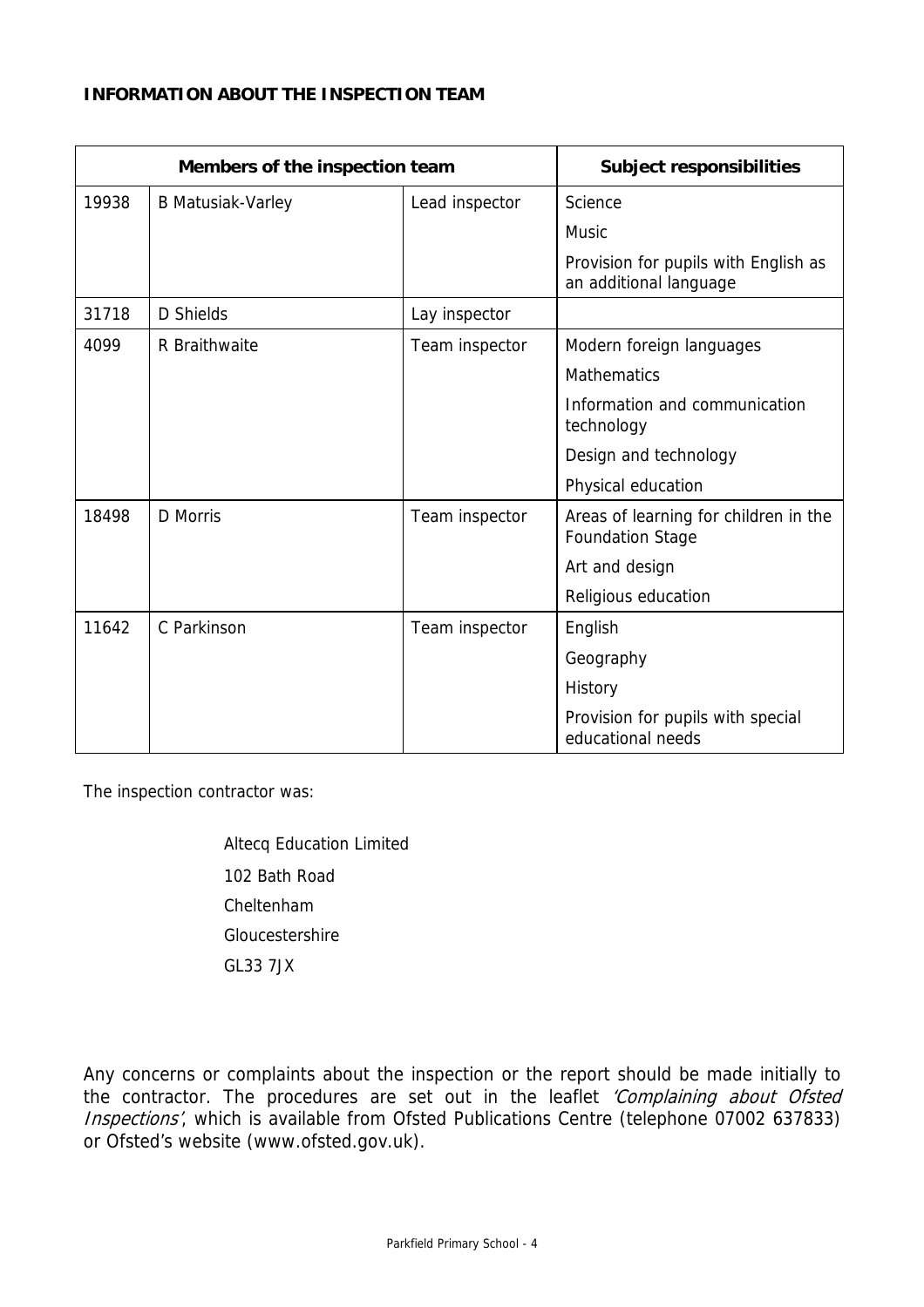**INFORMATION ABOUT THE INSPECTION TEAM**

| Members of the inspection team | | | Subject responsibilities |
|---|---|---|---|
| 19938 | B Matusiak-Varley | Lead inspector | Science |
| | | | Music |
| | | | Provision for pupils with English as an additional language |
| 31718 | D Shields | Lay inspector | |
| 4099 | R Braithwaite | Team inspector | Modern foreign languages |
| | | | Mathematics |
| | | | Information and communication technology |
| | | | Design and technology |
| | | | Physical education |
| 18498 | D Morris | Team inspector | Areas of learning for children in the Foundation Stage |
| | | | Art and design |
| | | | Religious education |
| 11642 | C Parkinson | Team inspector | English |
| | | | Geography |
| | | | History |
| | | | Provision for pupils with special educational needs |

The inspection contractor was:

Altecq Education Limited
102 Bath Road
Cheltenham
Gloucestershire
GL33 7JX

Any concerns or complaints about the inspection or the report should be made initially to the contractor. The procedures are set out in the leaflet *'Complaining about Ofsted Inspections'*, which is available from Ofsted Publications Centre (telephone 07002 637833) or Ofsted's website (www.ofsted.gov.uk).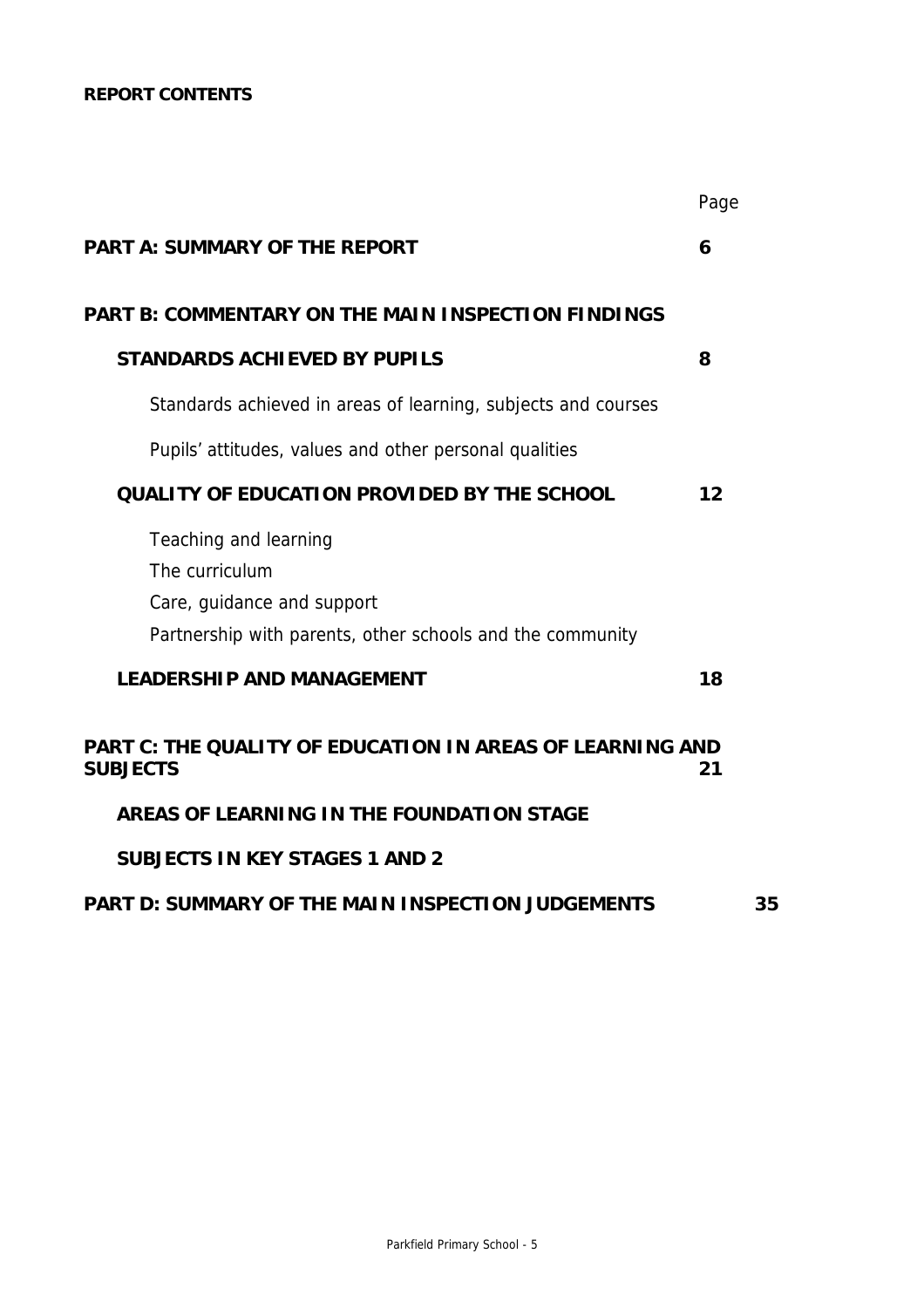**REPORT CONTENTS**

| | Page |
|---|---|
| **PART A: SUMMARY OF THE REPORT** | **6** |
| **PART B: COMMENTARY ON THE MAIN INSPECTION FINDINGS** | |
| **STANDARDS ACHIEVED BY PUPILS** | **8** |
| Standards achieved in areas of learning, subjects and courses | |
| Pupils' attitudes, values and other personal qualities | |
| **QUALITY OF EDUCATION PROVIDED BY THE SCHOOL** | **12** |
| Teaching and learning | |
| The curriculum | |
| Care, guidance and support | |
| Partnership with parents, other schools and the community | |
| **LEADERSHIP AND MANAGEMENT** | **18** |
| **PART C: THE QUALITY OF EDUCATION IN AREAS OF LEARNING AND SUBJECTS** | **21** |
| **AREAS OF LEARNING IN THE FOUNDATION STAGE** | |
| **SUBJECTS IN KEY STAGES 1 AND 2** | |
| **PART D: SUMMARY OF THE MAIN INSPECTION JUDGEMENTS** | **35** |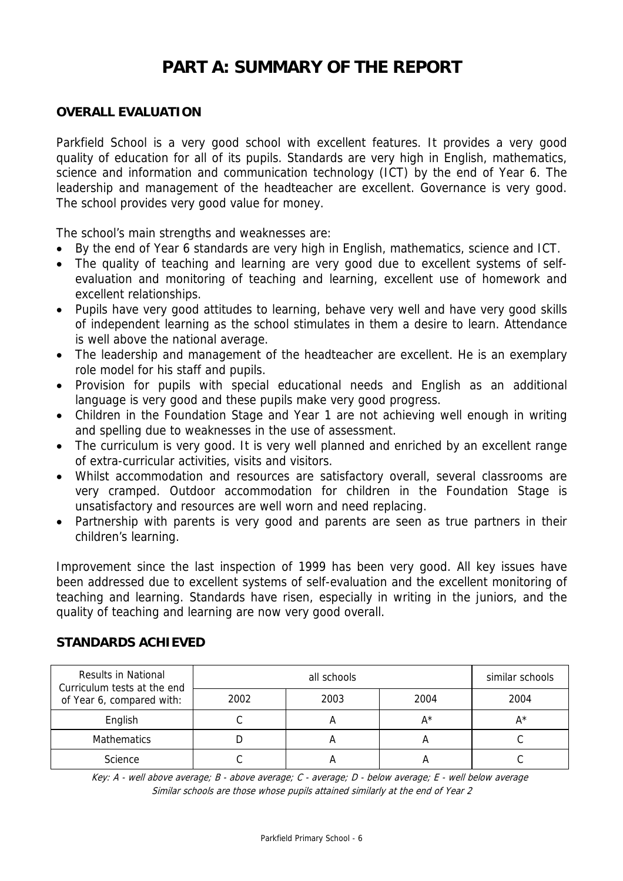# PART A: SUMMARY OF THE REPORT

## OVERALL EVALUATION

Parkfield School is a very good school with excellent features. It provides a very good quality of education for all of its pupils. Standards are very high in English, mathematics, science and information and communication technology (ICT) by the end of Year 6. The leadership and management of the headteacher are excellent. Governance is very good. The school provides very good value for money.

The school's main strengths and weaknesses are:

- By the end of Year 6 standards are very high in English, mathematics, science and ICT.
- The quality of teaching and learning are very good due to excellent systems of self-evaluation and monitoring of teaching and learning, excellent use of homework and excellent relationships.
- Pupils have very good attitudes to learning, behave very well and have very good skills of independent learning as the school stimulates in them a desire to learn. Attendance is well above the national average.
- The leadership and management of the headteacher are excellent. He is an exemplary role model for his staff and pupils.
- Provision for pupils with special educational needs and English as an additional language is very good and these pupils make very good progress.
- Children in the Foundation Stage and Year 1 are not achieving well enough in writing and spelling due to weaknesses in the use of assessment.
- The curriculum is very good. It is very well planned and enriched by an excellent range of extra-curricular activities, visits and visitors.
- Whilst accommodation and resources are satisfactory overall, several classrooms are very cramped. Outdoor accommodation for children in the Foundation Stage is unsatisfactory and resources are well worn and need replacing.
- Partnership with parents is very good and parents are seen as true partners in their children's learning.

Improvement since the last inspection of 1999 has been very good. All key issues have been addressed due to excellent systems of self-evaluation and the excellent monitoring of teaching and learning. Standards have risen, especially in writing in the juniors, and the quality of teaching and learning are now very good overall.

## STANDARDS ACHIEVED

| Results in National Curriculum tests at the end of Year 6, compared with: | all schools | | | similar schools |
|---|---|---|---|---|
| | 2002 | 2003 | 2004 | 2004 |
| English | C | A | A* | A* |
| Mathematics | D | A | A | C |
| Science | C | A | A | C |

*Key: A - well above average; B - above average; C - average; D - below average; E - well below average*
*Similar schools are those whose pupils attained similarly at the end of Year 2*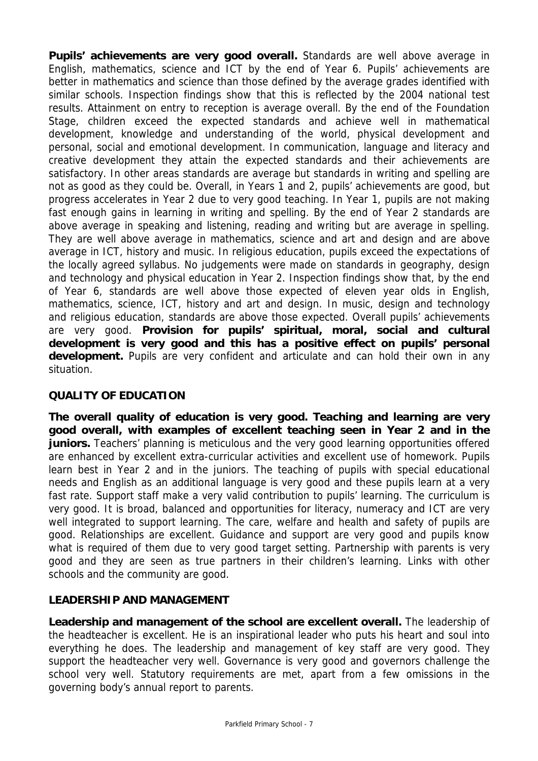**Pupils' achievements are very good overall.** Standards are well above average in English, mathematics, science and ICT by the end of Year 6. Pupils' achievements are better in mathematics and science than those defined by the average grades identified with similar schools. Inspection findings show that this is reflected by the 2004 national test results. Attainment on entry to reception is average overall. By the end of the Foundation Stage, children exceed the expected standards and achieve well in mathematical development, knowledge and understanding of the world, physical development and personal, social and emotional development. In communication, language and literacy and creative development they attain the expected standards and their achievements are satisfactory. In other areas standards are average but standards in writing and spelling are not as good as they could be. Overall, in Years 1 and 2, pupils' achievements are good, but progress accelerates in Year 2 due to very good teaching. In Year 1, pupils are not making fast enough gains in learning in writing and spelling. By the end of Year 2 standards are above average in speaking and listening, reading and writing but are average in spelling. They are well above average in mathematics, science and art and design and are above average in ICT, history and music. In religious education, pupils exceed the expectations of the locally agreed syllabus. No judgements were made on standards in geography, design and technology and physical education in Year 2. Inspection findings show that, by the end of Year 6, standards are well above those expected of eleven year olds in English, mathematics, science, ICT, history and art and design. In music, design and technology and religious education, standards are above those expected. Overall pupils' achievements are very good. **Provision for pupils' spiritual, moral, social and cultural development is very good and this has a positive effect on pupils' personal development.** Pupils are very confident and articulate and can hold their own in any situation.

## QUALITY OF EDUCATION

**The overall quality of education is very good. Teaching and learning are very good overall, with examples of excellent teaching seen in Year 2 and in the juniors.** Teachers' planning is meticulous and the very good learning opportunities offered are enhanced by excellent extra-curricular activities and excellent use of homework. Pupils learn best in Year 2 and in the juniors. The teaching of pupils with special educational needs and English as an additional language is very good and these pupils learn at a very fast rate. Support staff make a very valid contribution to pupils' learning. The curriculum is very good. It is broad, balanced and opportunities for literacy, numeracy and ICT are very well integrated to support learning. The care, welfare and health and safety of pupils are good. Relationships are excellent. Guidance and support are very good and pupils know what is required of them due to very good target setting. Partnership with parents is very good and they are seen as true partners in their children's learning. Links with other schools and the community are good.

## LEADERSHIP AND MANAGEMENT

**Leadership and management of the school are excellent overall.** The leadership of the headteacher is excellent. He is an inspirational leader who puts his heart and soul into everything he does. The leadership and management of key staff are very good. They support the headteacher very well. Governance is very good and governors challenge the school very well. Statutory requirements are met, apart from a few omissions in the governing body's annual report to parents.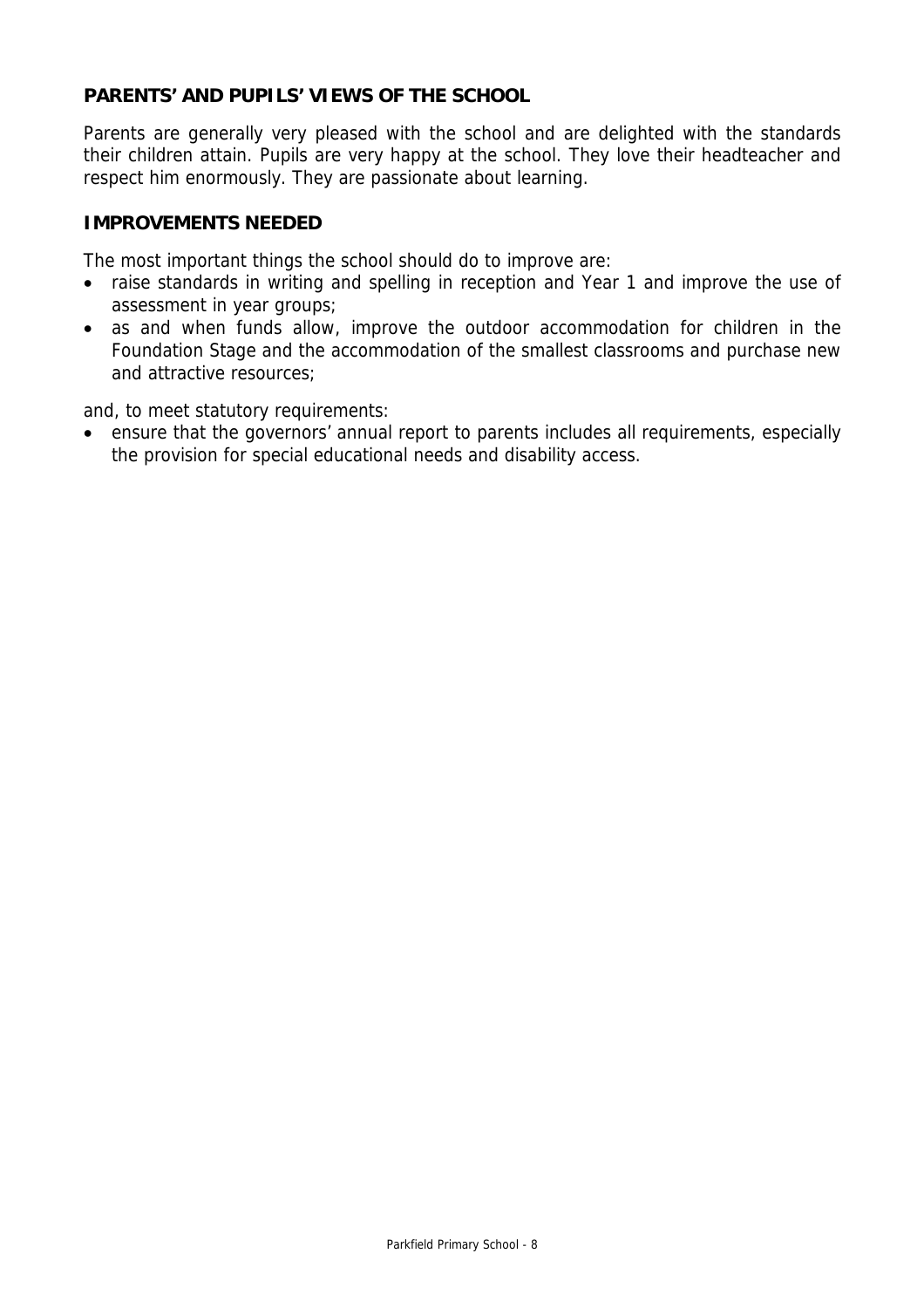## PARENTS' AND PUPILS' VIEWS OF THE SCHOOL

Parents are generally very pleased with the school and are delighted with the standards their children attain. Pupils are very happy at the school. They love their headteacher and respect him enormously. They are passionate about learning.

## IMPROVEMENTS NEEDED

The most important things the school should do to improve are:

- raise standards in writing and spelling in reception and Year 1 and improve the use of assessment in year groups;
- as and when funds allow, improve the outdoor accommodation for children in the Foundation Stage and the accommodation of the smallest classrooms and purchase new and attractive resources;

and, to meet statutory requirements:

- ensure that the governors' annual report to parents includes all requirements, especially the provision for special educational needs and disability access.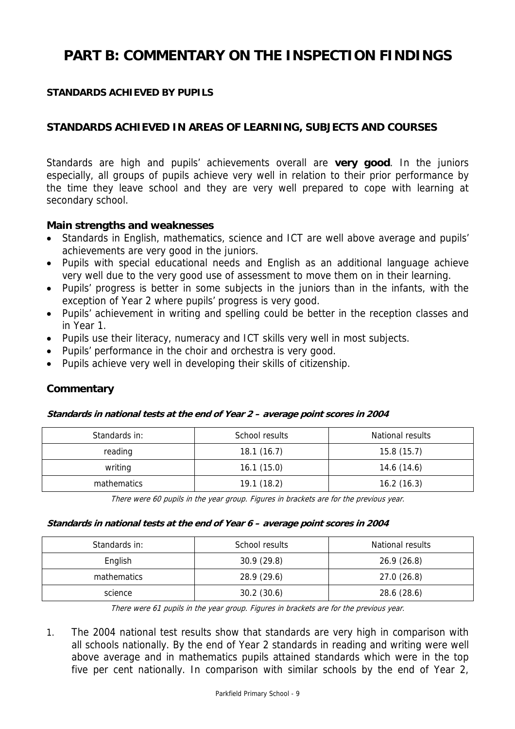# PART B: COMMENTARY ON THE INSPECTION FINDINGS

**STANDARDS ACHIEVED BY PUPILS**

## STANDARDS ACHIEVED IN AREAS OF LEARNING, SUBJECTS AND COURSES

Standards are high and pupils' achievements overall are **very good**. In the juniors especially, all groups of pupils achieve very well in relation to their prior performance by the time they leave school and they are very well prepared to cope with learning at secondary school.

### Main strengths and weaknesses

- Standards in English, mathematics, science and ICT are well above average and pupils' achievements are very good in the juniors.
- Pupils with special educational needs and English as an additional language achieve very well due to the very good use of assessment to move them on in their learning.
- Pupils' progress is better in some subjects in the juniors than in the infants, with the exception of Year 2 where pupils' progress is very good.
- Pupils' achievement in writing and spelling could be better in the reception classes and in Year 1.
- Pupils use their literacy, numeracy and ICT skills very well in most subjects.
- Pupils' performance in the choir and orchestra is very good.
- Pupils achieve very well in developing their skills of citizenship.

### Commentary

***Standards in national tests at the end of Year 2 – average point scores in 2004***

| Standards in: | School results | National results |
|---|---|---|
| reading | 18.1 (16.7) | 15.8 (15.7) |
| writing | 16.1 (15.0) | 14.6 (14.6) |
| mathematics | 19.1 (18.2) | 16.2 (16.3) |

*There were 60 pupils in the year group. Figures in brackets are for the previous year.*

***Standards in national tests at the end of Year 6 – average point scores in 2004***

| Standards in: | School results | National results |
|---|---|---|
| English | 30.9 (29.8) | 26.9 (26.8) |
| mathematics | 28.9 (29.6) | 27.0 (26.8) |
| science | 30.2 (30.6) | 28.6 (28.6) |

*There were 61 pupils in the year group. Figures in brackets are for the previous year.*

1. The 2004 national test results show that standards are very high in comparison with all schools nationally. By the end of Year 2 standards in reading and writing were well above average and in mathematics pupils attained standards which were in the top five per cent nationally. In comparison with similar schools by the end of Year 2,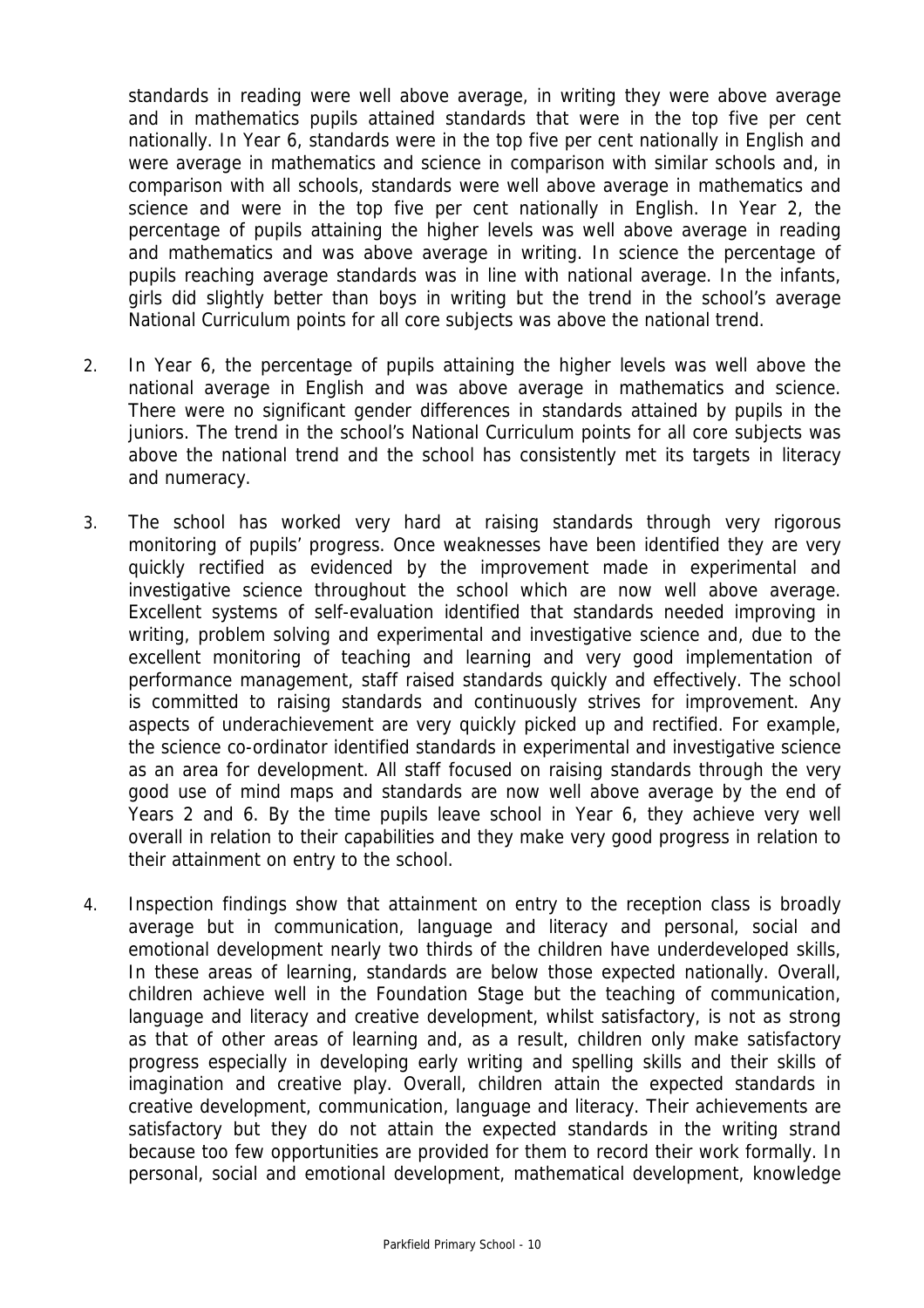standards in reading were well above average, in writing they were above average and in mathematics pupils attained standards that were in the top five per cent nationally. In Year 6, standards were in the top five per cent nationally in English and were average in mathematics and science in comparison with similar schools and, in comparison with all schools, standards were well above average in mathematics and science and were in the top five per cent nationally in English. In Year 2, the percentage of pupils attaining the higher levels was well above average in reading and mathematics and was above average in writing. In science the percentage of pupils reaching average standards was in line with national average. In the infants, girls did slightly better than boys in writing but the trend in the school's average National Curriculum points for all core subjects was above the national trend.

2. In Year 6, the percentage of pupils attaining the higher levels was well above the national average in English and was above average in mathematics and science. There were no significant gender differences in standards attained by pupils in the juniors. The trend in the school's National Curriculum points for all core subjects was above the national trend and the school has consistently met its targets in literacy and numeracy.

3. The school has worked very hard at raising standards through very rigorous monitoring of pupils' progress. Once weaknesses have been identified they are very quickly rectified as evidenced by the improvement made in experimental and investigative science throughout the school which are now well above average. Excellent systems of self-evaluation identified that standards needed improving in writing, problem solving and experimental and investigative science and, due to the excellent monitoring of teaching and learning and very good implementation of performance management, staff raised standards quickly and effectively. The school is committed to raising standards and continuously strives for improvement. Any aspects of underachievement are very quickly picked up and rectified. For example, the science co-ordinator identified standards in experimental and investigative science as an area for development. All staff focused on raising standards through the very good use of mind maps and standards are now well above average by the end of Years 2 and 6. By the time pupils leave school in Year 6, they achieve very well overall in relation to their capabilities and they make very good progress in relation to their attainment on entry to the school.

4. Inspection findings show that attainment on entry to the reception class is broadly average but in communication, language and literacy and personal, social and emotional development nearly two thirds of the children have underdeveloped skills, In these areas of learning, standards are below those expected nationally. Overall, children achieve well in the Foundation Stage but the teaching of communication, language and literacy and creative development, whilst satisfactory, is not as strong as that of other areas of learning and, as a result, children only make satisfactory progress especially in developing early writing and spelling skills and their skills of imagination and creative play. Overall, children attain the expected standards in creative development, communication, language and literacy. Their achievements are satisfactory but they do not attain the expected standards in the writing strand because too few opportunities are provided for them to record their work formally. In personal, social and emotional development, mathematical development, knowledge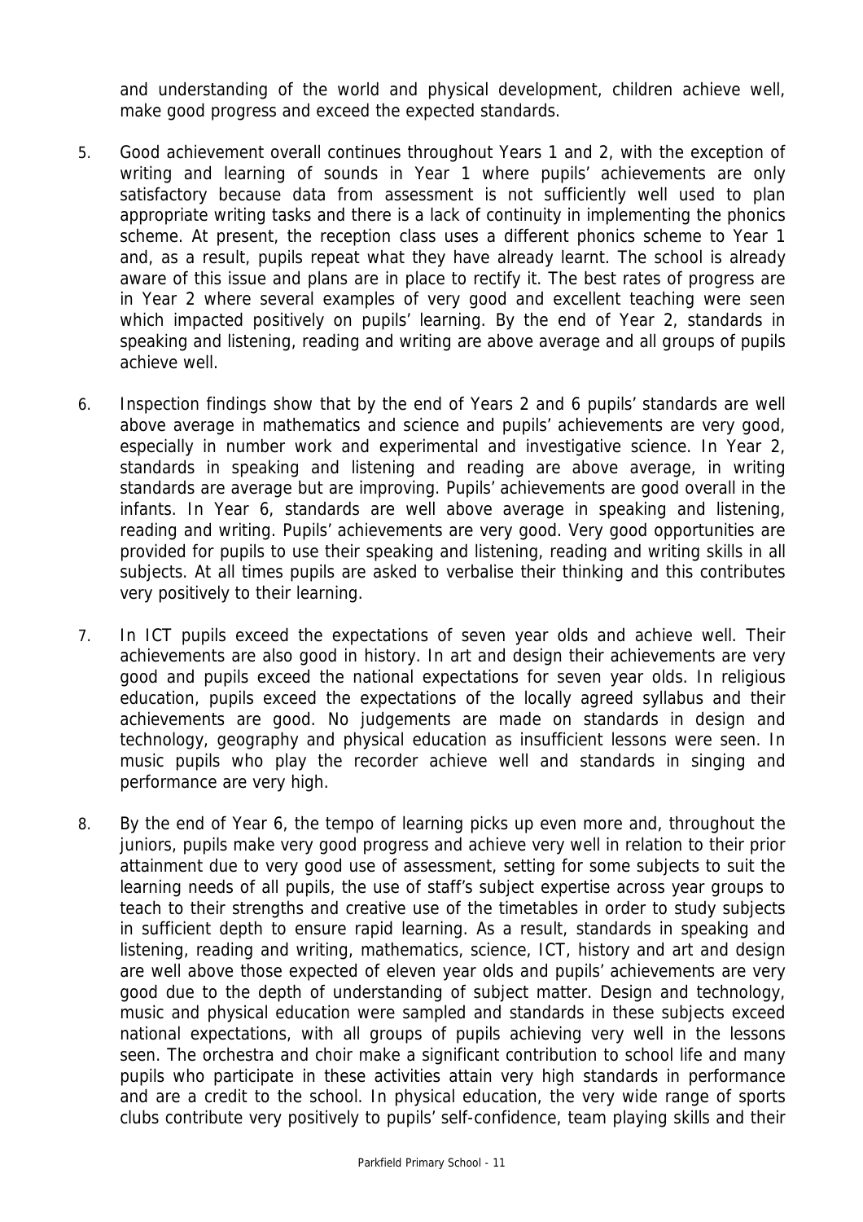and understanding of the world and physical development, children achieve well, make good progress and exceed the expected standards.

5. Good achievement overall continues throughout Years 1 and 2, with the exception of writing and learning of sounds in Year 1 where pupils' achievements are only satisfactory because data from assessment is not sufficiently well used to plan appropriate writing tasks and there is a lack of continuity in implementing the phonics scheme. At present, the reception class uses a different phonics scheme to Year 1 and, as a result, pupils repeat what they have already learnt. The school is already aware of this issue and plans are in place to rectify it. The best rates of progress are in Year 2 where several examples of very good and excellent teaching were seen which impacted positively on pupils' learning. By the end of Year 2, standards in speaking and listening, reading and writing are above average and all groups of pupils achieve well.

6. Inspection findings show that by the end of Years 2 and 6 pupils' standards are well above average in mathematics and science and pupils' achievements are very good, especially in number work and experimental and investigative science. In Year 2, standards in speaking and listening and reading are above average, in writing standards are average but are improving. Pupils' achievements are good overall in the infants. In Year 6, standards are well above average in speaking and listening, reading and writing. Pupils' achievements are very good. Very good opportunities are provided for pupils to use their speaking and listening, reading and writing skills in all subjects. At all times pupils are asked to verbalise their thinking and this contributes very positively to their learning.

7. In ICT pupils exceed the expectations of seven year olds and achieve well. Their achievements are also good in history. In art and design their achievements are very good and pupils exceed the national expectations for seven year olds. In religious education, pupils exceed the expectations of the locally agreed syllabus and their achievements are good. No judgements are made on standards in design and technology, geography and physical education as insufficient lessons were seen. In music pupils who play the recorder achieve well and standards in singing and performance are very high.

8. By the end of Year 6, the tempo of learning picks up even more and, throughout the juniors, pupils make very good progress and achieve very well in relation to their prior attainment due to very good use of assessment, setting for some subjects to suit the learning needs of all pupils, the use of staff's subject expertise across year groups to teach to their strengths and creative use of the timetables in order to study subjects in sufficient depth to ensure rapid learning. As a result, standards in speaking and listening, reading and writing, mathematics, science, ICT, history and art and design are well above those expected of eleven year olds and pupils' achievements are very good due to the depth of understanding of subject matter. Design and technology, music and physical education were sampled and standards in these subjects exceed national expectations, with all groups of pupils achieving very well in the lessons seen. The orchestra and choir make a significant contribution to school life and many pupils who participate in these activities attain very high standards in performance and are a credit to the school. In physical education, the very wide range of sports clubs contribute very positively to pupils' self-confidence, team playing skills and their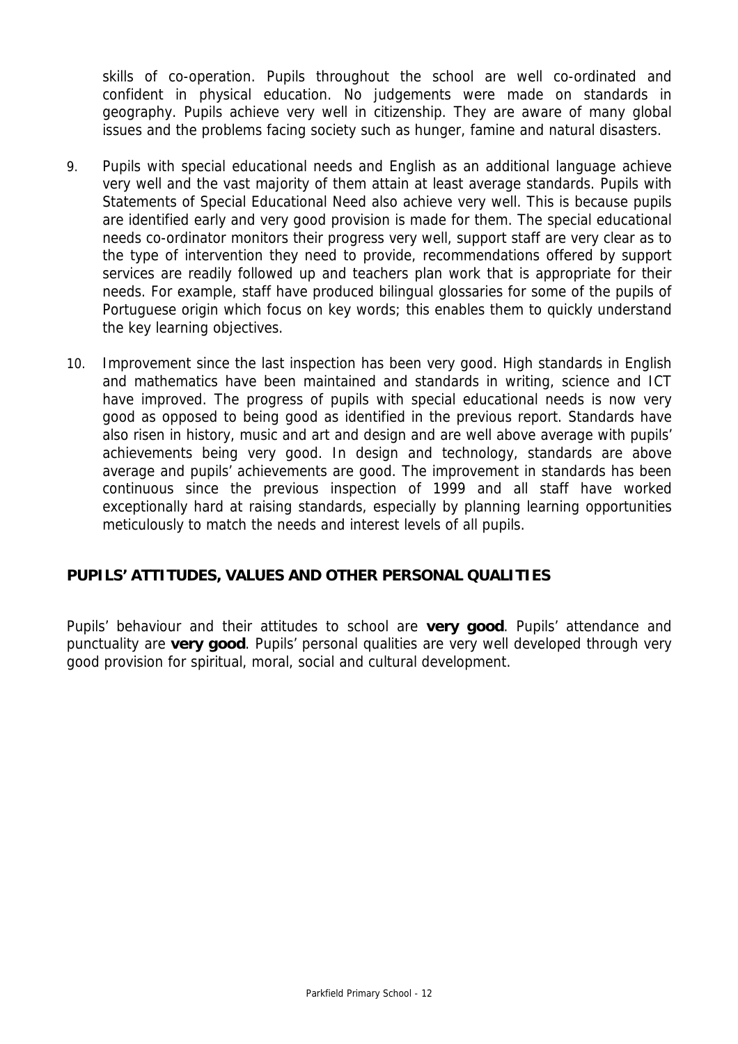skills of co-operation. Pupils throughout the school are well co-ordinated and confident in physical education. No judgements were made on standards in geography. Pupils achieve very well in citizenship. They are aware of many global issues and the problems facing society such as hunger, famine and natural disasters.

9. Pupils with special educational needs and English as an additional language achieve very well and the vast majority of them attain at least average standards. Pupils with Statements of Special Educational Need also achieve very well. This is because pupils are identified early and very good provision is made for them. The special educational needs co-ordinator monitors their progress very well, support staff are very clear as to the type of intervention they need to provide, recommendations offered by support services are readily followed up and teachers plan work that is appropriate for their needs. For example, staff have produced bilingual glossaries for some of the pupils of Portuguese origin which focus on key words; this enables them to quickly understand the key learning objectives.

10. Improvement since the last inspection has been very good. High standards in English and mathematics have been maintained and standards in writing, science and ICT have improved. The progress of pupils with special educational needs is now very good as opposed to being good as identified in the previous report. Standards have also risen in history, music and art and design and are well above average with pupils' achievements being very good. In design and technology, standards are above average and pupils' achievements are good. The improvement in standards has been continuous since the previous inspection of 1999 and all staff have worked exceptionally hard at raising standards, especially by planning learning opportunities meticulously to match the needs and interest levels of all pupils.

## PUPILS' ATTITUDES, VALUES AND OTHER PERSONAL QUALITIES

Pupils' behaviour and their attitudes to school are **very good**. Pupils' attendance and punctuality are **very good**. Pupils' personal qualities are very well developed through very good provision for spiritual, moral, social and cultural development.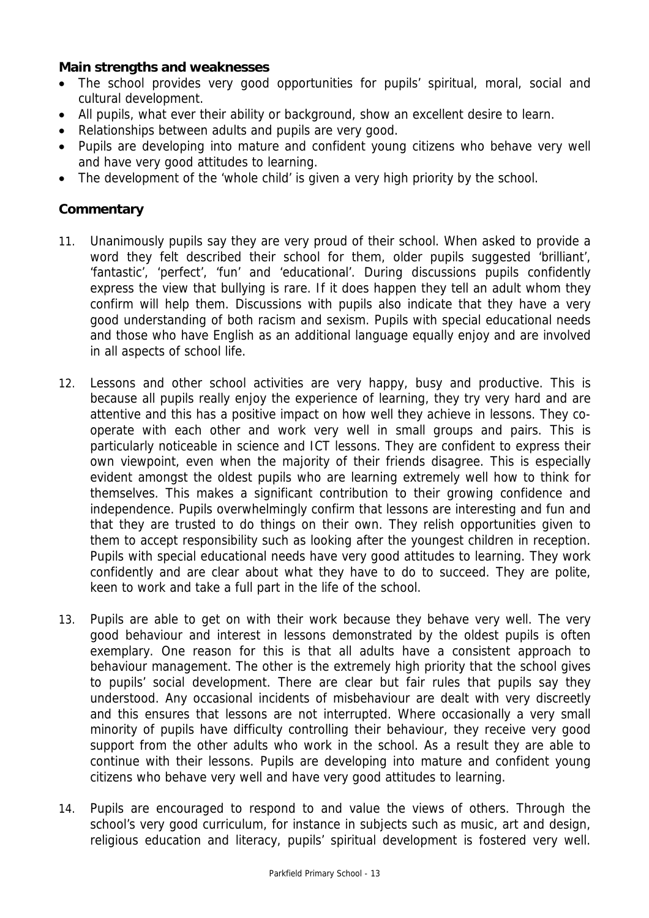**Main strengths and weaknesses**

- The school provides very good opportunities for pupils' spiritual, moral, social and cultural development.
- All pupils, what ever their ability or background, show an excellent desire to learn.
- Relationships between adults and pupils are very good.
- Pupils are developing into mature and confident young citizens who behave very well and have very good attitudes to learning.
- The development of the 'whole child' is given a very high priority by the school.

**Commentary**

11. Unanimously pupils say they are very proud of their school. When asked to provide a word they felt described their school for them, older pupils suggested 'brilliant', 'fantastic', 'perfect', 'fun' and 'educational'. During discussions pupils confidently express the view that bullying is rare. If it does happen they tell an adult whom they confirm will help them. Discussions with pupils also indicate that they have a very good understanding of both racism and sexism. Pupils with special educational needs and those who have English as an additional language equally enjoy and are involved in all aspects of school life.

12. Lessons and other school activities are very happy, busy and productive. This is because all pupils really enjoy the experience of learning, they try very hard and are attentive and this has a positive impact on how well they achieve in lessons. They co-operate with each other and work very well in small groups and pairs. This is particularly noticeable in science and ICT lessons. They are confident to express their own viewpoint, even when the majority of their friends disagree. This is especially evident amongst the oldest pupils who are learning extremely well how to think for themselves. This makes a significant contribution to their growing confidence and independence. Pupils overwhelmingly confirm that lessons are interesting and fun and that they are trusted to do things on their own. They relish opportunities given to them to accept responsibility such as looking after the youngest children in reception. Pupils with special educational needs have very good attitudes to learning. They work confidently and are clear about what they have to do to succeed. They are polite, keen to work and take a full part in the life of the school.

13. Pupils are able to get on with their work because they behave very well. The very good behaviour and interest in lessons demonstrated by the oldest pupils is often exemplary. One reason for this is that all adults have a consistent approach to behaviour management. The other is the extremely high priority that the school gives to pupils' social development. There are clear but fair rules that pupils say they understood. Any occasional incidents of misbehaviour are dealt with very discreetly and this ensures that lessons are not interrupted. Where occasionally a very small minority of pupils have difficulty controlling their behaviour, they receive very good support from the other adults who work in the school. As a result they are able to continue with their lessons. Pupils are developing into mature and confident young citizens who behave very well and have very good attitudes to learning.

14. Pupils are encouraged to respond to and value the views of others. Through the school's very good curriculum, for instance in subjects such as music, art and design, religious education and literacy, pupils' spiritual development is fostered very well.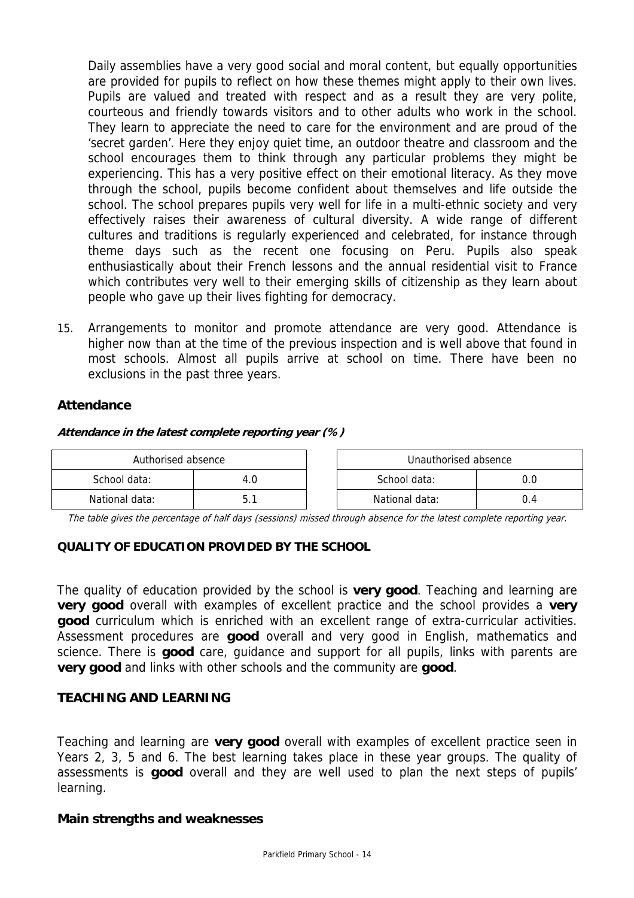Daily assemblies have a very good social and moral content, but equally opportunities are provided for pupils to reflect on how these themes might apply to their own lives. Pupils are valued and treated with respect and as a result they are very polite, courteous and friendly towards visitors and to other adults who work in the school. They learn to appreciate the need to care for the environment and are proud of the 'secret garden'. Here they enjoy quiet time, an outdoor theatre and classroom and the school encourages them to think through any particular problems they might be experiencing. This has a very positive effect on their emotional literacy. As they move through the school, pupils become confident about themselves and life outside the school. The school prepares pupils very well for life in a multi-ethnic society and very effectively raises their awareness of cultural diversity. A wide range of different cultures and traditions is regularly experienced and celebrated, for instance through theme days such as the recent one focusing on Peru. Pupils also speak enthusiastically about their French lessons and the annual residential visit to France which contributes very well to their emerging skills of citizenship as they learn about people who gave up their lives fighting for democracy.

15. Arrangements to monitor and promote attendance are very good. Attendance is higher now than at the time of the previous inspection and is well above that found in most schools. Almost all pupils arrive at school on time. There have been no exclusions in the past three years.

### Attendance

***Attendance in the latest complete reporting year (%)***

| Authorised absence | |
|---|---|
| School data: | 4.0 |
| National data: | 5.1 |

| Unauthorised absence | |
|---|---|
| School data: | 0.0 |
| National data: | 0.4 |

*The table gives the percentage of half days (sessions) missed through absence for the latest complete reporting year.*

## QUALITY OF EDUCATION PROVIDED BY THE SCHOOL

The quality of education provided by the school is **very good**. Teaching and learning are **very good** overall with examples of excellent practice and the school provides a **very good** curriculum which is enriched with an excellent range of extra-curricular activities. Assessment procedures are **good** overall and very good in English, mathematics and science. There is **good** care, guidance and support for all pupils, links with parents are **very good** and links with other schools and the community are **good**.

## TEACHING AND LEARNING

Teaching and learning are **very good** overall with examples of excellent practice seen in Years 2, 3, 5 and 6. The best learning takes place in these year groups. The quality of assessments is **good** overall and they are well used to plan the next steps of pupils' learning.

### Main strengths and weaknesses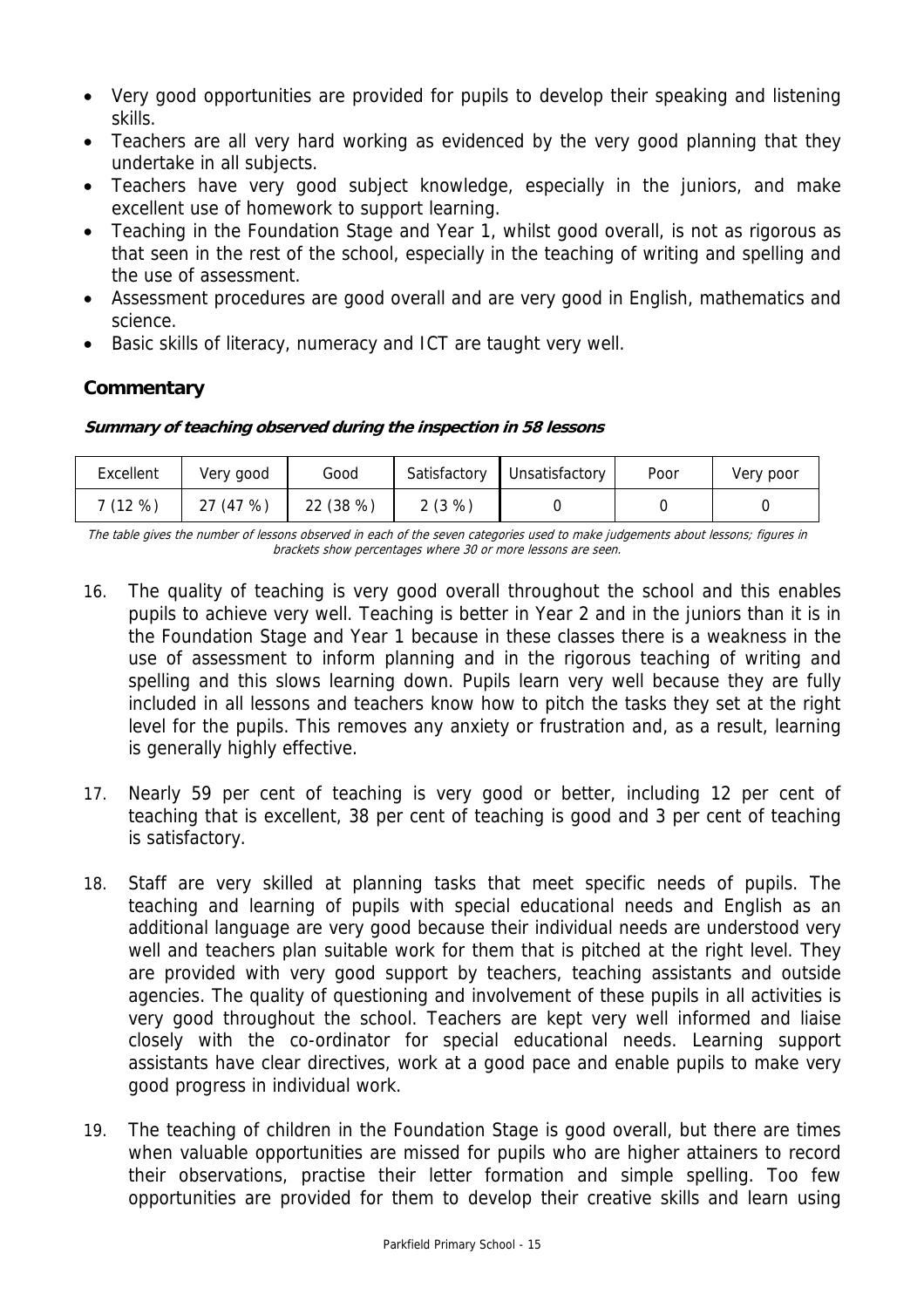- Very good opportunities are provided for pupils to develop their speaking and listening skills.
- Teachers are all very hard working as evidenced by the very good planning that they undertake in all subjects.
- Teachers have very good subject knowledge, especially in the juniors, and make excellent use of homework to support learning.
- Teaching in the Foundation Stage and Year 1, whilst good overall, is not as rigorous as that seen in the rest of the school, especially in the teaching of writing and spelling and the use of assessment.
- Assessment procedures are good overall and are very good in English, mathematics and science.
- Basic skills of literacy, numeracy and ICT are taught very well.

## Commentary

***Summary of teaching observed during the inspection in 58 lessons***

| Excellent | Very good | Good | Satisfactory | Unsatisfactory | Poor | Very poor |
|---|---|---|---|---|---|---|
| 7 (12 %) | 27 (47 %) | 22 (38 %) | 2 (3 %) | 0 | 0 | 0 |

*The table gives the number of lessons observed in each of the seven categories used to make judgements about lessons; figures in brackets show percentages where 30 or more lessons are seen.*

16. The quality of teaching is very good overall throughout the school and this enables pupils to achieve very well. Teaching is better in Year 2 and in the juniors than it is in the Foundation Stage and Year 1 because in these classes there is a weakness in the use of assessment to inform planning and in the rigorous teaching of writing and spelling and this slows learning down. Pupils learn very well because they are fully included in all lessons and teachers know how to pitch the tasks they set at the right level for the pupils. This removes any anxiety or frustration and, as a result, learning is generally highly effective.

17. Nearly 59 per cent of teaching is very good or better, including 12 per cent of teaching that is excellent, 38 per cent of teaching is good and 3 per cent of teaching is satisfactory.

18. Staff are very skilled at planning tasks that meet specific needs of pupils. The teaching and learning of pupils with special educational needs and English as an additional language are very good because their individual needs are understood very well and teachers plan suitable work for them that is pitched at the right level. They are provided with very good support by teachers, teaching assistants and outside agencies. The quality of questioning and involvement of these pupils in all activities is very good throughout the school. Teachers are kept very well informed and liaise closely with the co-ordinator for special educational needs. Learning support assistants have clear directives, work at a good pace and enable pupils to make very good progress in individual work.

19. The teaching of children in the Foundation Stage is good overall, but there are times when valuable opportunities are missed for pupils who are higher attainers to record their observations, practise their letter formation and simple spelling. Too few opportunities are provided for them to develop their creative skills and learn using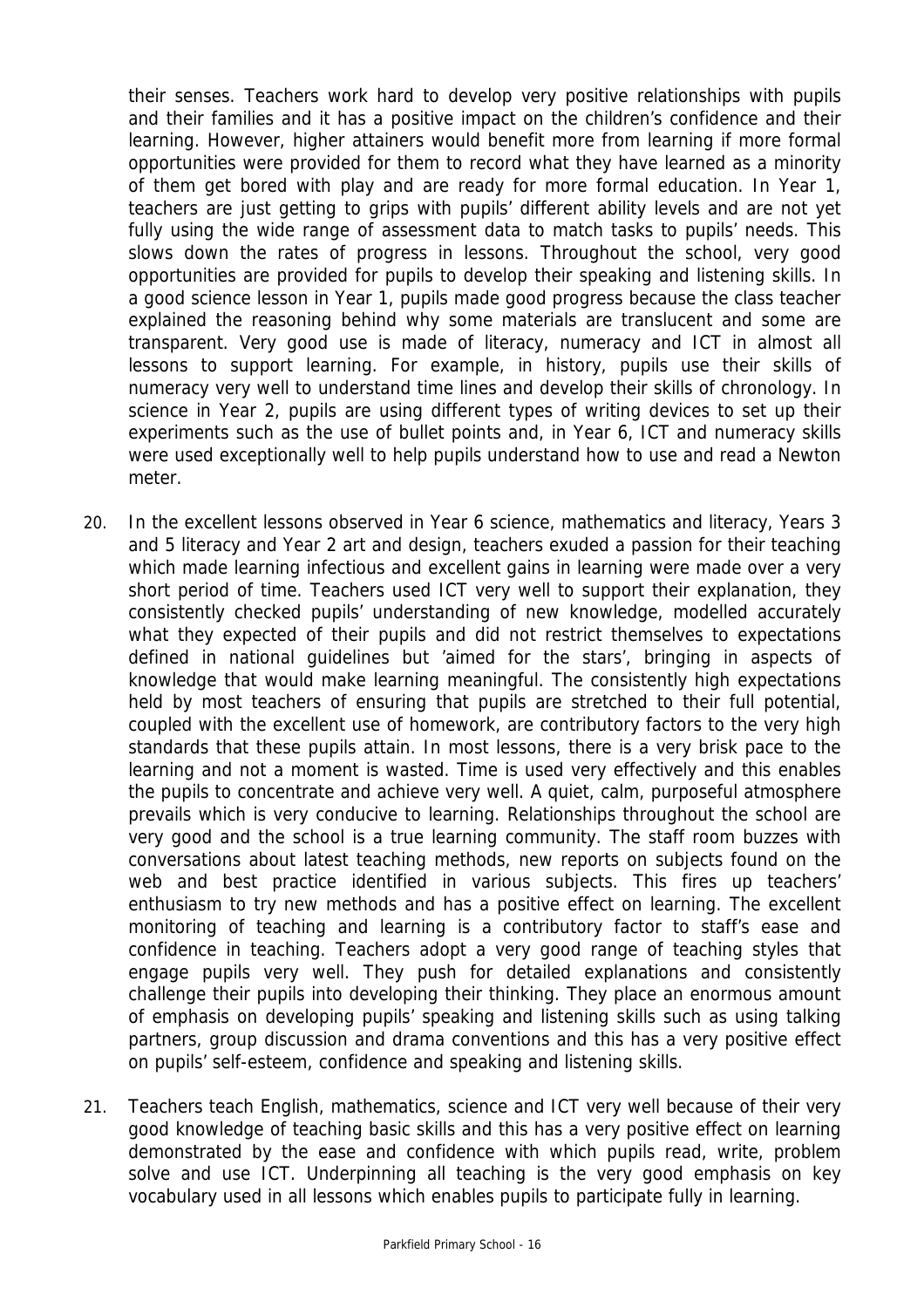their senses. Teachers work hard to develop very positive relationships with pupils and their families and it has a positive impact on the children's confidence and their learning. However, higher attainers would benefit more from learning if more formal opportunities were provided for them to record what they have learned as a minority of them get bored with play and are ready for more formal education. In Year 1, teachers are just getting to grips with pupils' different ability levels and are not yet fully using the wide range of assessment data to match tasks to pupils' needs. This slows down the rates of progress in lessons. Throughout the school, very good opportunities are provided for pupils to develop their speaking and listening skills. In a good science lesson in Year 1, pupils made good progress because the class teacher explained the reasoning behind why some materials are translucent and some are transparent. Very good use is made of literacy, numeracy and ICT in almost all lessons to support learning. For example, in history, pupils use their skills of numeracy very well to understand time lines and develop their skills of chronology. In science in Year 2, pupils are using different types of writing devices to set up their experiments such as the use of bullet points and, in Year 6, ICT and numeracy skills were used exceptionally well to help pupils understand how to use and read a Newton meter.

20. In the excellent lessons observed in Year 6 science, mathematics and literacy, Years 3 and 5 literacy and Year 2 art and design, teachers exuded a passion for their teaching which made learning infectious and excellent gains in learning were made over a very short period of time. Teachers used ICT very well to support their explanation, they consistently checked pupils' understanding of new knowledge, modelled accurately what they expected of their pupils and did not restrict themselves to expectations defined in national guidelines but 'aimed for the stars', bringing in aspects of knowledge that would make learning meaningful. The consistently high expectations held by most teachers of ensuring that pupils are stretched to their full potential, coupled with the excellent use of homework, are contributory factors to the very high standards that these pupils attain. In most lessons, there is a very brisk pace to the learning and not a moment is wasted. Time is used very effectively and this enables the pupils to concentrate and achieve very well. A quiet, calm, purposeful atmosphere prevails which is very conducive to learning. Relationships throughout the school are very good and the school is a true learning community. The staff room buzzes with conversations about latest teaching methods, new reports on subjects found on the web and best practice identified in various subjects. This fires up teachers' enthusiasm to try new methods and has a positive effect on learning. The excellent monitoring of teaching and learning is a contributory factor to staff's ease and confidence in teaching. Teachers adopt a very good range of teaching styles that engage pupils very well. They push for detailed explanations and consistently challenge their pupils into developing their thinking. They place an enormous amount of emphasis on developing pupils' speaking and listening skills such as using talking partners, group discussion and drama conventions and this has a very positive effect on pupils' self-esteem, confidence and speaking and listening skills.

21. Teachers teach English, mathematics, science and ICT very well because of their very good knowledge of teaching basic skills and this has a very positive effect on learning demonstrated by the ease and confidence with which pupils read, write, problem solve and use ICT. Underpinning all teaching is the very good emphasis on key vocabulary used in all lessons which enables pupils to participate fully in learning.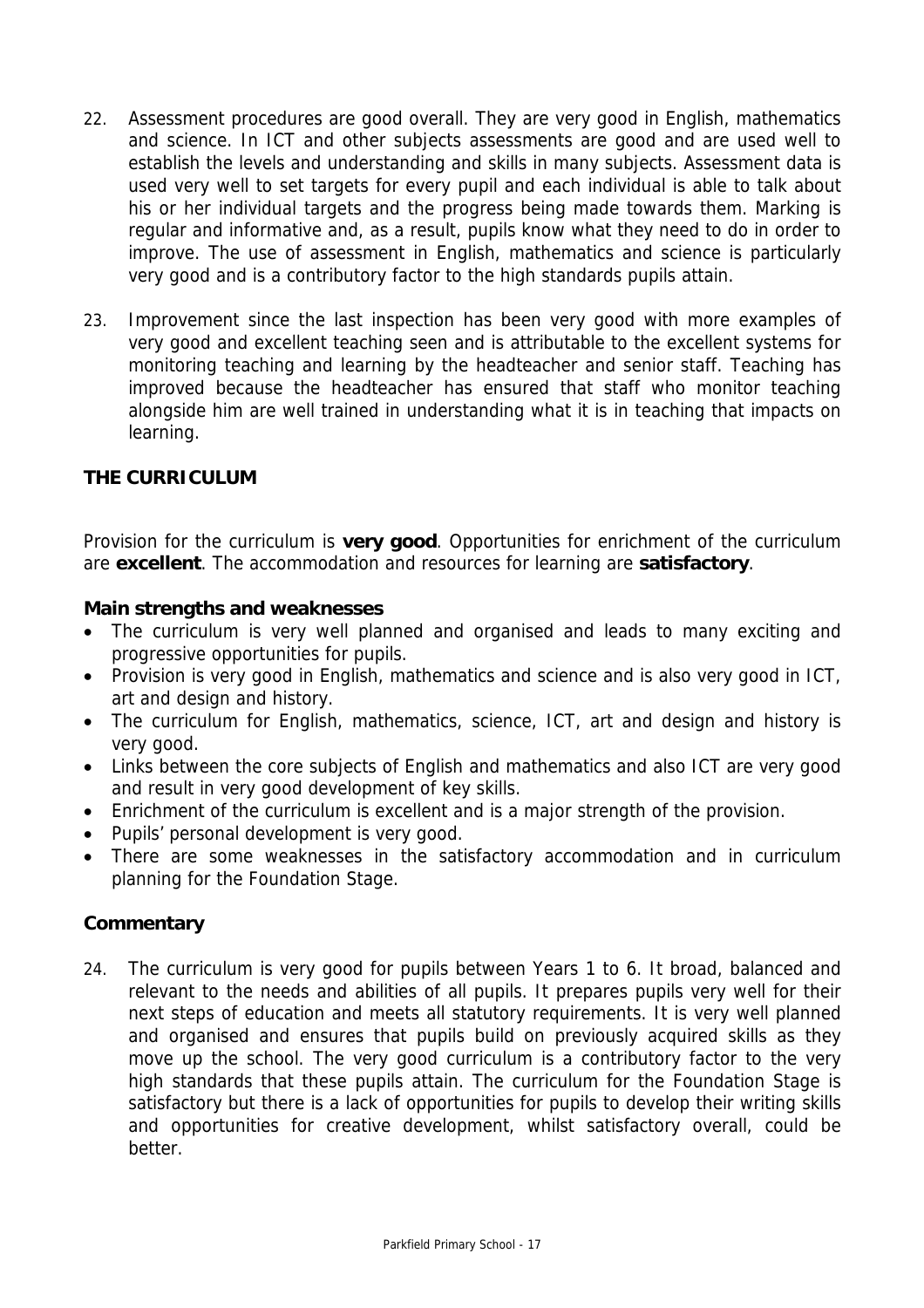22. Assessment procedures are good overall. They are very good in English, mathematics and science. In ICT and other subjects assessments are good and are used well to establish the levels and understanding and skills in many subjects. Assessment data is used very well to set targets for every pupil and each individual is able to talk about his or her individual targets and the progress being made towards them. Marking is regular and informative and, as a result, pupils know what they need to do in order to improve. The use of assessment in English, mathematics and science is particularly very good and is a contributory factor to the high standards pupils attain.

23. Improvement since the last inspection has been very good with more examples of very good and excellent teaching seen and is attributable to the excellent systems for monitoring teaching and learning by the headteacher and senior staff. Teaching has improved because the headteacher has ensured that staff who monitor teaching alongside him are well trained in understanding what it is in teaching that impacts on learning.

## THE CURRICULUM

Provision for the curriculum is **very good**. Opportunities for enrichment of the curriculum are **excellent**. The accommodation and resources for learning are **satisfactory**.

### Main strengths and weaknesses

- The curriculum is very well planned and organised and leads to many exciting and progressive opportunities for pupils.
- Provision is very good in English, mathematics and science and is also very good in ICT, art and design and history.
- The curriculum for English, mathematics, science, ICT, art and design and history is very good.
- Links between the core subjects of English and mathematics and also ICT are very good and result in very good development of key skills.
- Enrichment of the curriculum is excellent and is a major strength of the provision.
- Pupils' personal development is very good.
- There are some weaknesses in the satisfactory accommodation and in curriculum planning for the Foundation Stage.

### Commentary

24. The curriculum is very good for pupils between Years 1 to 6. It broad, balanced and relevant to the needs and abilities of all pupils. It prepares pupils very well for their next steps of education and meets all statutory requirements. It is very well planned and organised and ensures that pupils build on previously acquired skills as they move up the school. The very good curriculum is a contributory factor to the very high standards that these pupils attain. The curriculum for the Foundation Stage is satisfactory but there is a lack of opportunities for pupils to develop their writing skills and opportunities for creative development, whilst satisfactory overall, could be better.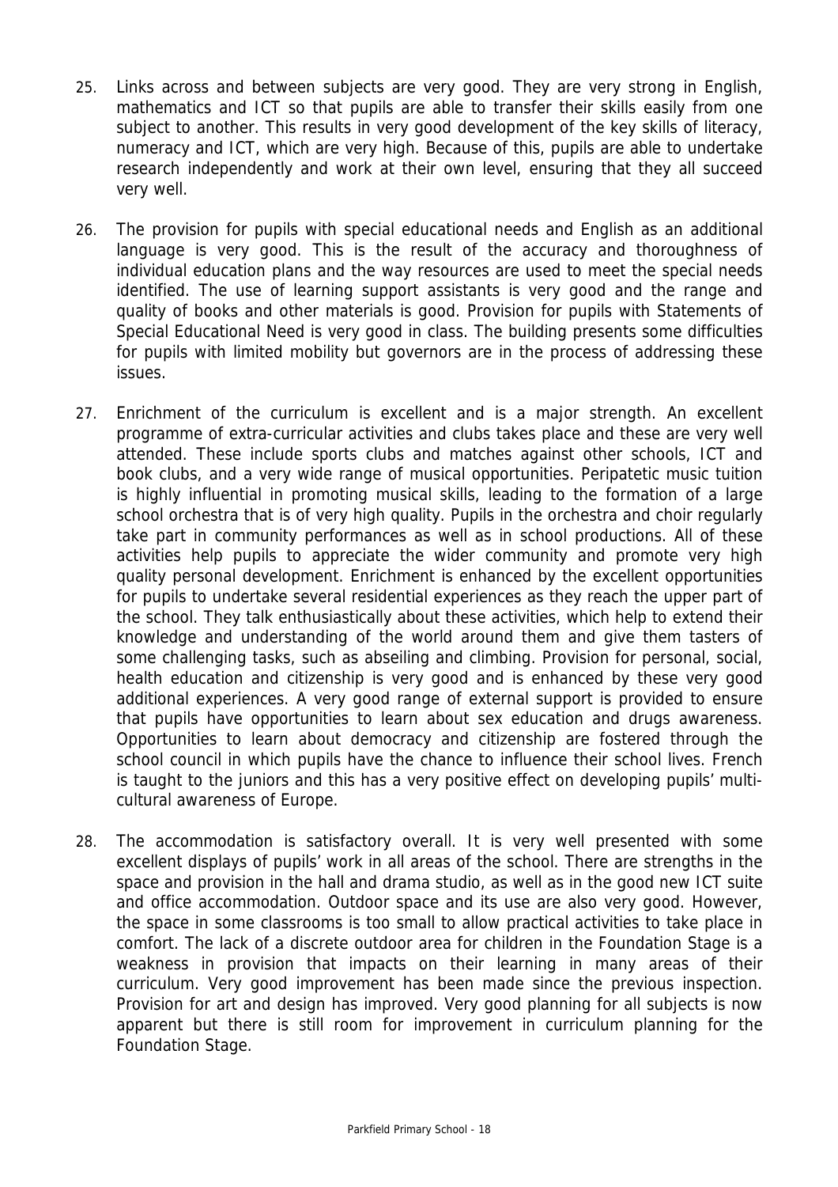25. Links across and between subjects are very good. They are very strong in English, mathematics and ICT so that pupils are able to transfer their skills easily from one subject to another. This results in very good development of the key skills of literacy, numeracy and ICT, which are very high. Because of this, pupils are able to undertake research independently and work at their own level, ensuring that they all succeed very well.

26. The provision for pupils with special educational needs and English as an additional language is very good. This is the result of the accuracy and thoroughness of individual education plans and the way resources are used to meet the special needs identified. The use of learning support assistants is very good and the range and quality of books and other materials is good. Provision for pupils with Statements of Special Educational Need is very good in class. The building presents some difficulties for pupils with limited mobility but governors are in the process of addressing these issues.

27. Enrichment of the curriculum is excellent and is a major strength. An excellent programme of extra-curricular activities and clubs takes place and these are very well attended. These include sports clubs and matches against other schools, ICT and book clubs, and a very wide range of musical opportunities. Peripatetic music tuition is highly influential in promoting musical skills, leading to the formation of a large school orchestra that is of very high quality. Pupils in the orchestra and choir regularly take part in community performances as well as in school productions. All of these activities help pupils to appreciate the wider community and promote very high quality personal development. Enrichment is enhanced by the excellent opportunities for pupils to undertake several residential experiences as they reach the upper part of the school. They talk enthusiastically about these activities, which help to extend their knowledge and understanding of the world around them and give them tasters of some challenging tasks, such as abseiling and climbing. Provision for personal, social, health education and citizenship is very good and is enhanced by these very good additional experiences. A very good range of external support is provided to ensure that pupils have opportunities to learn about sex education and drugs awareness. Opportunities to learn about democracy and citizenship are fostered through the school council in which pupils have the chance to influence their school lives. French is taught to the juniors and this has a very positive effect on developing pupils' multi-cultural awareness of Europe.

28. The accommodation is satisfactory overall. It is very well presented with some excellent displays of pupils' work in all areas of the school. There are strengths in the space and provision in the hall and drama studio, as well as in the good new ICT suite and office accommodation. Outdoor space and its use are also very good. However, the space in some classrooms is too small to allow practical activities to take place in comfort. The lack of a discrete outdoor area for children in the Foundation Stage is a weakness in provision that impacts on their learning in many areas of their curriculum. Very good improvement has been made since the previous inspection. Provision for art and design has improved. Very good planning for all subjects is now apparent but there is still room for improvement in curriculum planning for the Foundation Stage.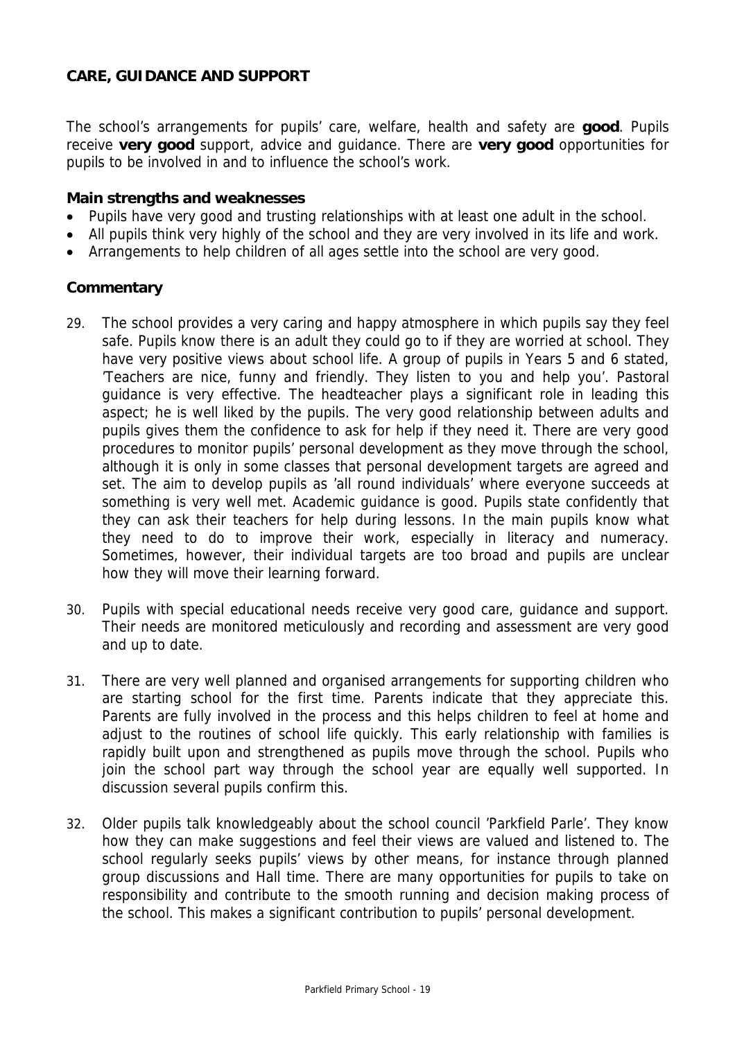## CARE, GUIDANCE AND SUPPORT

The school's arrangements for pupils' care, welfare, health and safety are **good**. Pupils receive **very good** support, advice and guidance. There are **very good** opportunities for pupils to be involved in and to influence the school's work.

### Main strengths and weaknesses

- Pupils have very good and trusting relationships with at least one adult in the school.
- All pupils think very highly of the school and they are very involved in its life and work.
- Arrangements to help children of all ages settle into the school are very good.

### Commentary

29. The school provides a very caring and happy atmosphere in which pupils say they feel safe. Pupils know there is an adult they could go to if they are worried at school. They have very positive views about school life. A group of pupils in Years 5 and 6 stated, 'Teachers are nice, funny and friendly. They listen to you and help you'. Pastoral guidance is very effective. The headteacher plays a significant role in leading this aspect; he is well liked by the pupils. The very good relationship between adults and pupils gives them the confidence to ask for help if they need it. There are very good procedures to monitor pupils' personal development as they move through the school, although it is only in some classes that personal development targets are agreed and set. The aim to develop pupils as 'all round individuals' where everyone succeeds at something is very well met. Academic guidance is good. Pupils state confidently that they can ask their teachers for help during lessons. In the main pupils know what they need to do to improve their work, especially in literacy and numeracy. Sometimes, however, their individual targets are too broad and pupils are unclear how they will move their learning forward.

30. Pupils with special educational needs receive very good care, guidance and support. Their needs are monitored meticulously and recording and assessment are very good and up to date.

31. There are very well planned and organised arrangements for supporting children who are starting school for the first time. Parents indicate that they appreciate this. Parents are fully involved in the process and this helps children to feel at home and adjust to the routines of school life quickly. This early relationship with families is rapidly built upon and strengthened as pupils move through the school. Pupils who join the school part way through the school year are equally well supported. In discussion several pupils confirm this.

32. Older pupils talk knowledgeably about the school council 'Parkfield Parle'. They know how they can make suggestions and feel their views are valued and listened to. The school regularly seeks pupils' views by other means, for instance through planned group discussions and Hall time. There are many opportunities for pupils to take on responsibility and contribute to the smooth running and decision making process of the school. This makes a significant contribution to pupils' personal development.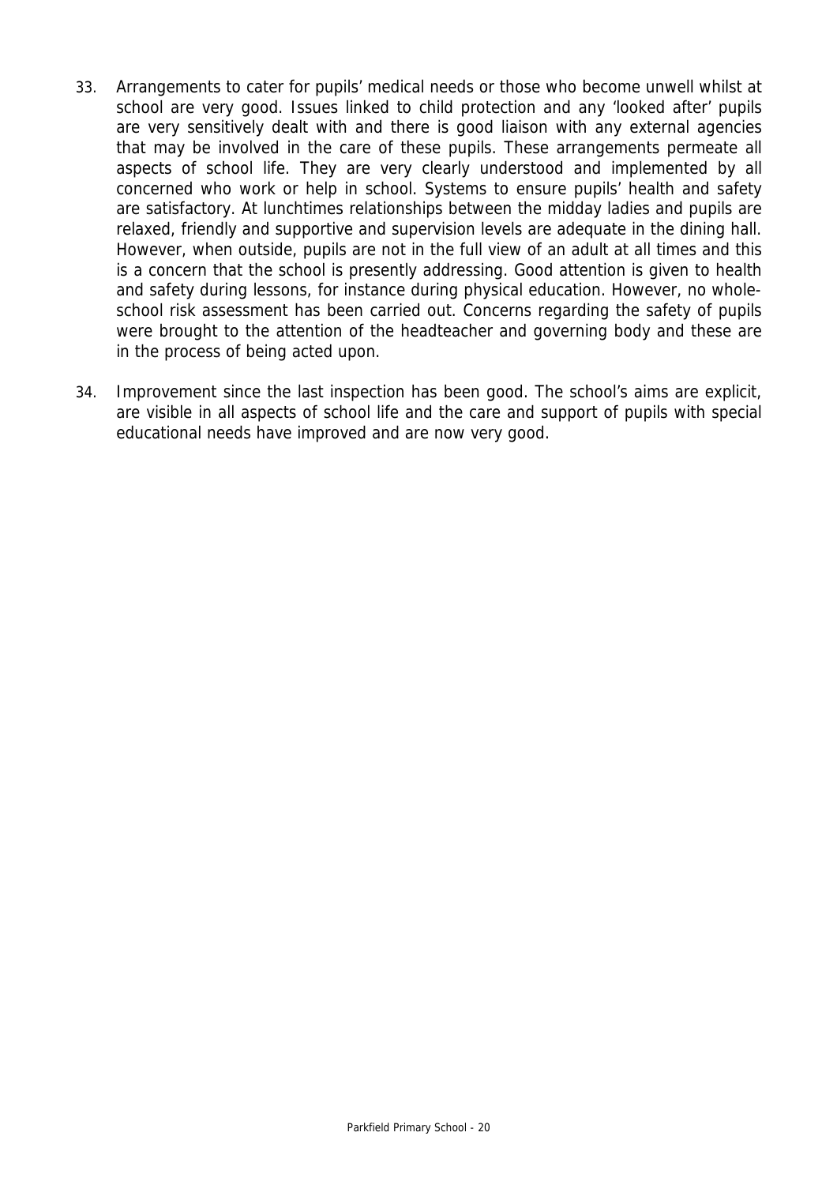33. Arrangements to cater for pupils' medical needs or those who become unwell whilst at school are very good. Issues linked to child protection and any 'looked after' pupils are very sensitively dealt with and there is good liaison with any external agencies that may be involved in the care of these pupils. These arrangements permeate all aspects of school life. They are very clearly understood and implemented by all concerned who work or help in school. Systems to ensure pupils' health and safety are satisfactory. At lunchtimes relationships between the midday ladies and pupils are relaxed, friendly and supportive and supervision levels are adequate in the dining hall. However, when outside, pupils are not in the full view of an adult at all times and this is a concern that the school is presently addressing. Good attention is given to health and safety during lessons, for instance during physical education. However, no whole-school risk assessment has been carried out. Concerns regarding the safety of pupils were brought to the attention of the headteacher and governing body and these are in the process of being acted upon.

34. Improvement since the last inspection has been good. The school's aims are explicit, are visible in all aspects of school life and the care and support of pupils with special educational needs have improved and are now very good.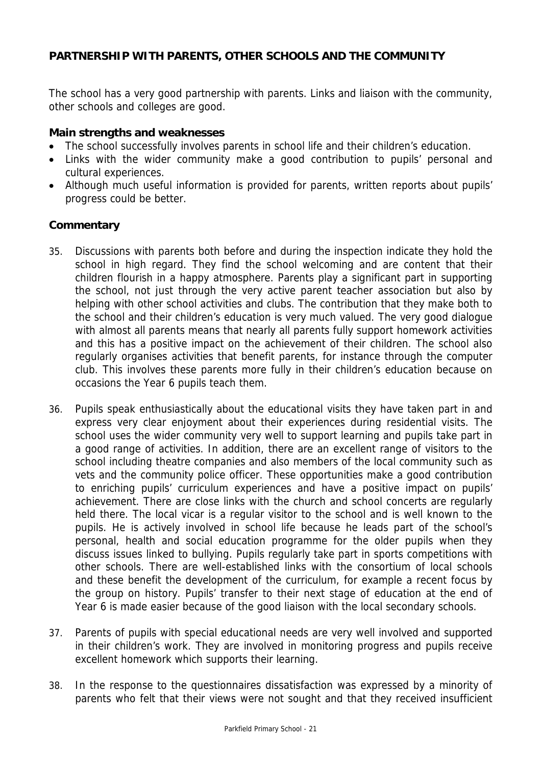## PARTNERSHIP WITH PARENTS, OTHER SCHOOLS AND THE COMMUNITY

The school has a very good partnership with parents. Links and liaison with the community, other schools and colleges are good.

### Main strengths and weaknesses

- The school successfully involves parents in school life and their children's education.
- Links with the wider community make a good contribution to pupils' personal and cultural experiences.
- Although much useful information is provided for parents, written reports about pupils' progress could be better.

### Commentary

35. Discussions with parents both before and during the inspection indicate they hold the school in high regard. They find the school welcoming and are content that their children flourish in a happy atmosphere. Parents play a significant part in supporting the school, not just through the very active parent teacher association but also by helping with other school activities and clubs. The contribution that they make both to the school and their children's education is very much valued. The very good dialogue with almost all parents means that nearly all parents fully support homework activities and this has a positive impact on the achievement of their children. The school also regularly organises activities that benefit parents, for instance through the computer club. This involves these parents more fully in their children's education because on occasions the Year 6 pupils teach them.

36. Pupils speak enthusiastically about the educational visits they have taken part in and express very clear enjoyment about their experiences during residential visits. The school uses the wider community very well to support learning and pupils take part in a good range of activities. In addition, there are an excellent range of visitors to the school including theatre companies and also members of the local community such as vets and the community police officer. These opportunities make a good contribution to enriching pupils' curriculum experiences and have a positive impact on pupils' achievement. There are close links with the church and school concerts are regularly held there. The local vicar is a regular visitor to the school and is well known to the pupils. He is actively involved in school life because he leads part of the school's personal, health and social education programme for the older pupils when they discuss issues linked to bullying. Pupils regularly take part in sports competitions with other schools. There are well-established links with the consortium of local schools and these benefit the development of the curriculum, for example a recent focus by the group on history. Pupils' transfer to their next stage of education at the end of Year 6 is made easier because of the good liaison with the local secondary schools.

37. Parents of pupils with special educational needs are very well involved and supported in their children's work. They are involved in monitoring progress and pupils receive excellent homework which supports their learning.

38. In the response to the questionnaires dissatisfaction was expressed by a minority of parents who felt that their views were not sought and that they received insufficient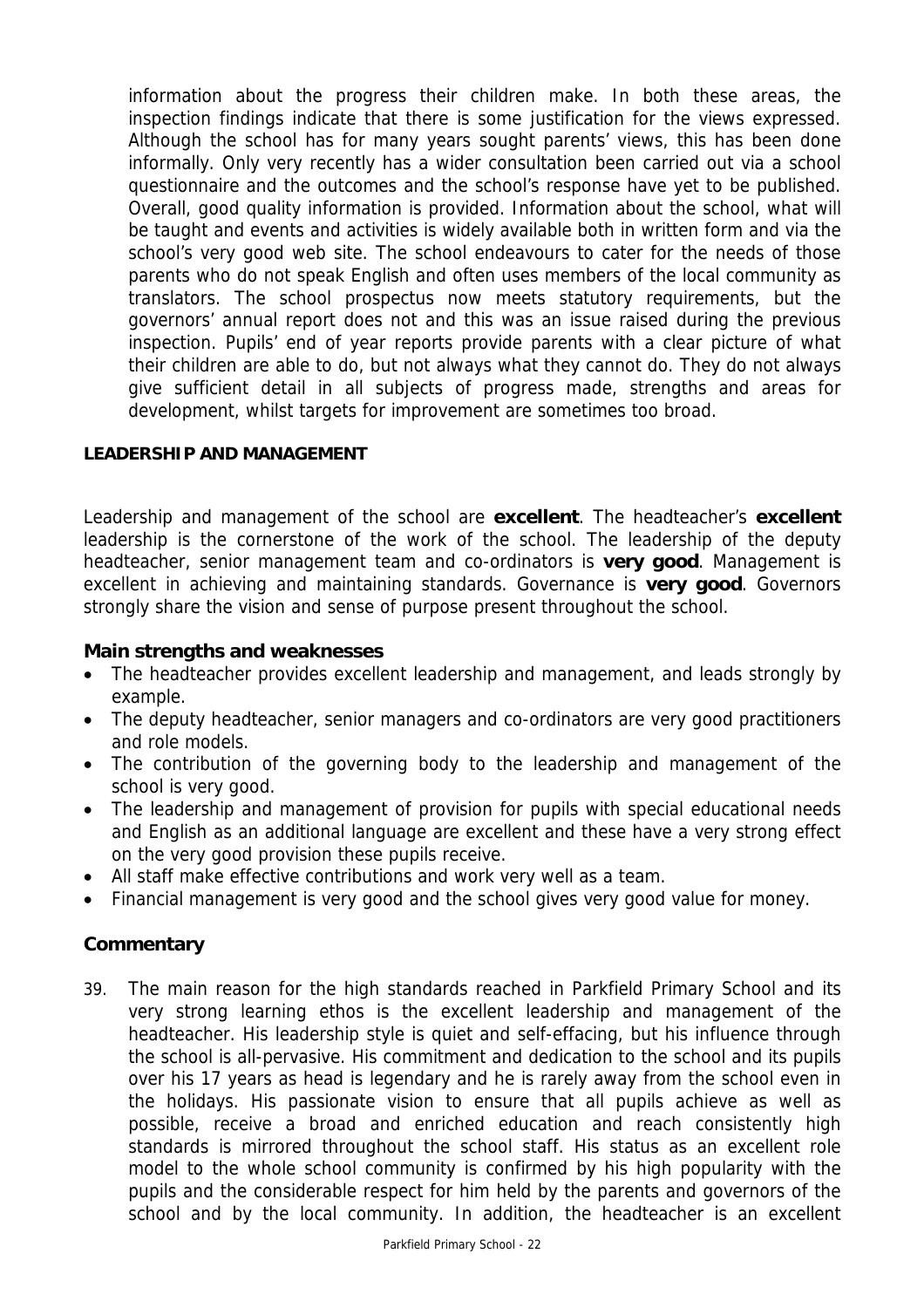information about the progress their children make. In both these areas, the inspection findings indicate that there is some justification for the views expressed. Although the school has for many years sought parents' views, this has been done informally. Only very recently has a wider consultation been carried out via a school questionnaire and the outcomes and the school's response have yet to be published. Overall, good quality information is provided. Information about the school, what will be taught and events and activities is widely available both in written form and via the school's very good web site. The school endeavours to cater for the needs of those parents who do not speak English and often uses members of the local community as translators. The school prospectus now meets statutory requirements, but the governors' annual report does not and this was an issue raised during the previous inspection. Pupils' end of year reports provide parents with a clear picture of what their children are able to do, but not always what they cannot do. They do not always give sufficient detail in all subjects of progress made, strengths and areas for development, whilst targets for improvement are sometimes too broad.

## LEADERSHIP AND MANAGEMENT

Leadership and management of the school are **excellent**. The headteacher's **excellent** leadership is the cornerstone of the work of the school. The leadership of the deputy headteacher, senior management team and co-ordinators is **very good**. Management is excellent in achieving and maintaining standards. Governance is **very good**. Governors strongly share the vision and sense of purpose present throughout the school.

### Main strengths and weaknesses

- The headteacher provides excellent leadership and management, and leads strongly by example.
- The deputy headteacher, senior managers and co-ordinators are very good practitioners and role models.
- The contribution of the governing body to the leadership and management of the school is very good.
- The leadership and management of provision for pupils with special educational needs and English as an additional language are excellent and these have a very strong effect on the very good provision these pupils receive.
- All staff make effective contributions and work very well as a team.
- Financial management is very good and the school gives very good value for money.

### Commentary

39. The main reason for the high standards reached in Parkfield Primary School and its very strong learning ethos is the excellent leadership and management of the headteacher. His leadership style is quiet and self-effacing, but his influence through the school is all-pervasive. His commitment and dedication to the school and its pupils over his 17 years as head is legendary and he is rarely away from the school even in the holidays. His passionate vision to ensure that all pupils achieve as well as possible, receive a broad and enriched education and reach consistently high standards is mirrored throughout the school staff. His status as an excellent role model to the whole school community is confirmed by his high popularity with the pupils and the considerable respect for him held by the parents and governors of the school and by the local community. In addition, the headteacher is an excellent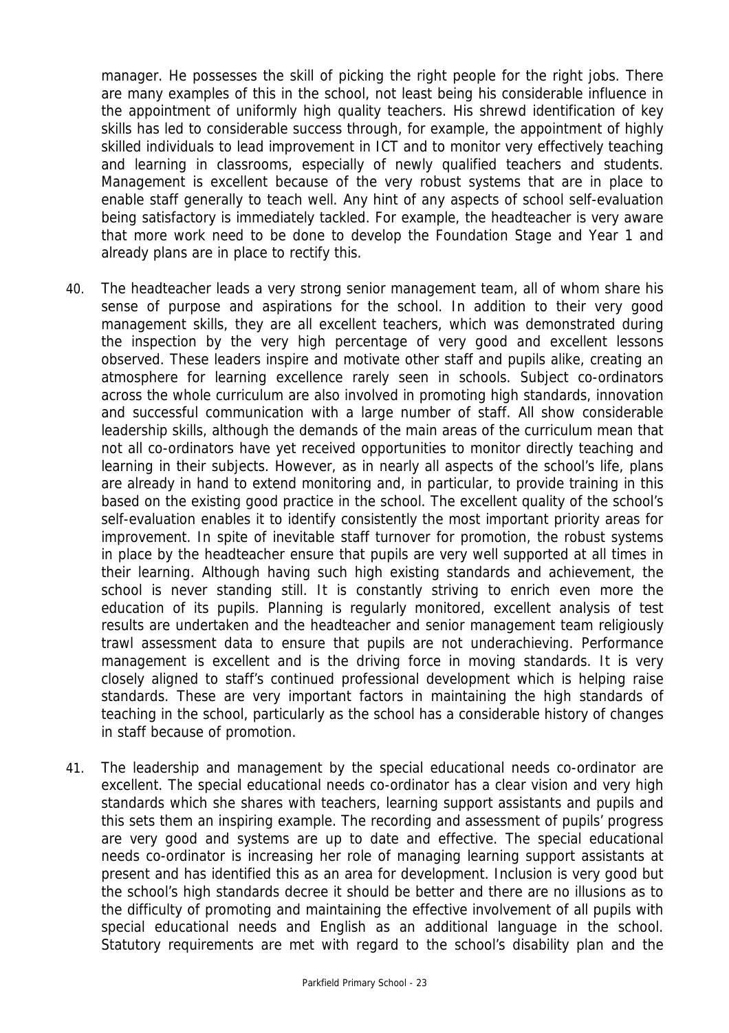manager. He possesses the skill of picking the right people for the right jobs. There are many examples of this in the school, not least being his considerable influence in the appointment of uniformly high quality teachers. His shrewd identification of key skills has led to considerable success through, for example, the appointment of highly skilled individuals to lead improvement in ICT and to monitor very effectively teaching and learning in classrooms, especially of newly qualified teachers and students. Management is excellent because of the very robust systems that are in place to enable staff generally to teach well. Any hint of any aspects of school self-evaluation being satisfactory is immediately tackled. For example, the headteacher is very aware that more work need to be done to develop the Foundation Stage and Year 1 and already plans are in place to rectify this.

40. The headteacher leads a very strong senior management team, all of whom share his sense of purpose and aspirations for the school. In addition to their very good management skills, they are all excellent teachers, which was demonstrated during the inspection by the very high percentage of very good and excellent lessons observed. These leaders inspire and motivate other staff and pupils alike, creating an atmosphere for learning excellence rarely seen in schools. Subject co-ordinators across the whole curriculum are also involved in promoting high standards, innovation and successful communication with a large number of staff. All show considerable leadership skills, although the demands of the main areas of the curriculum mean that not all co-ordinators have yet received opportunities to monitor directly teaching and learning in their subjects. However, as in nearly all aspects of the school's life, plans are already in hand to extend monitoring and, in particular, to provide training in this based on the existing good practice in the school. The excellent quality of the school's self-evaluation enables it to identify consistently the most important priority areas for improvement. In spite of inevitable staff turnover for promotion, the robust systems in place by the headteacher ensure that pupils are very well supported at all times in their learning. Although having such high existing standards and achievement, the school is never standing still. It is constantly striving to enrich even more the education of its pupils. Planning is regularly monitored, excellent analysis of test results are undertaken and the headteacher and senior management team religiously trawl assessment data to ensure that pupils are not underachieving. Performance management is excellent and is the driving force in moving standards. It is very closely aligned to staff's continued professional development which is helping raise standards. These are very important factors in maintaining the high standards of teaching in the school, particularly as the school has a considerable history of changes in staff because of promotion.

41. The leadership and management by the special educational needs co-ordinator are excellent. The special educational needs co-ordinator has a clear vision and very high standards which she shares with teachers, learning support assistants and pupils and this sets them an inspiring example. The recording and assessment of pupils' progress are very good and systems are up to date and effective. The special educational needs co-ordinator is increasing her role of managing learning support assistants at present and has identified this as an area for development. Inclusion is very good but the school's high standards decree it should be better and there are no illusions as to the difficulty of promoting and maintaining the effective involvement of all pupils with special educational needs and English as an additional language in the school. Statutory requirements are met with regard to the school's disability plan and the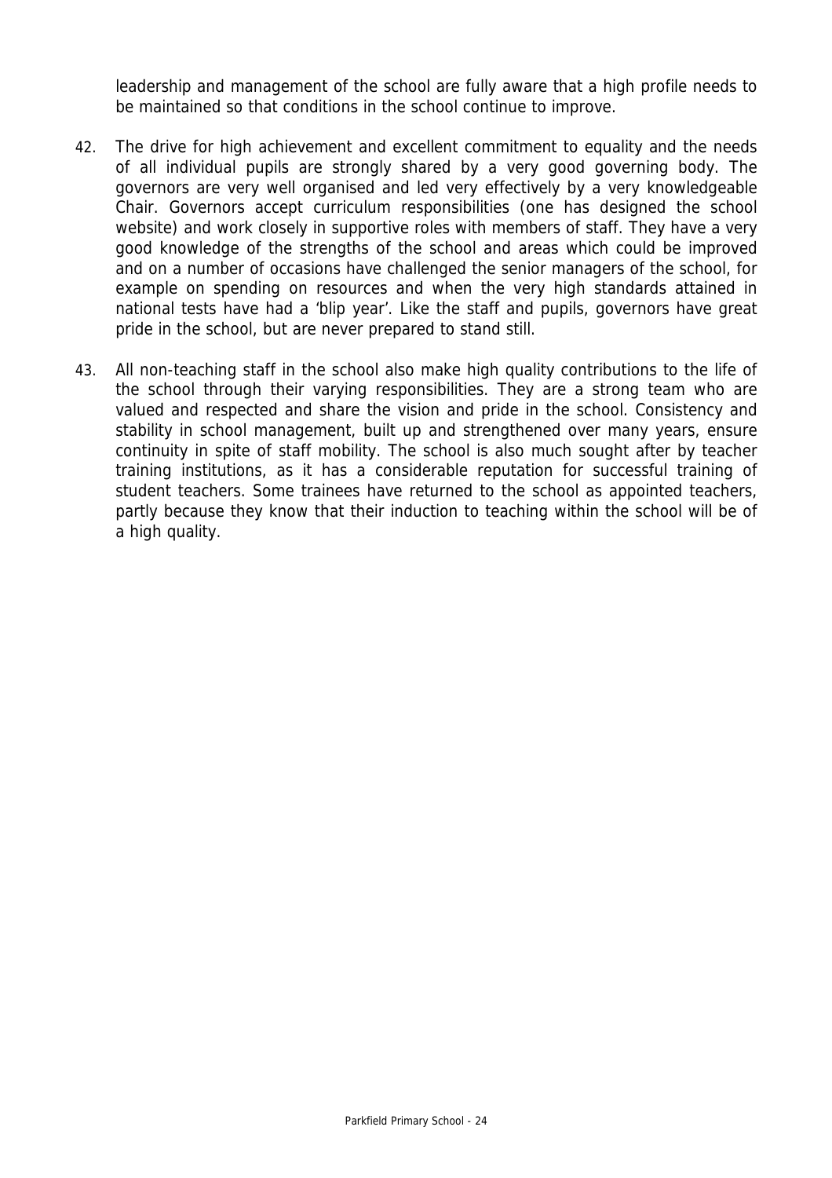leadership and management of the school are fully aware that a high profile needs to be maintained so that conditions in the school continue to improve.

42. The drive for high achievement and excellent commitment to equality and the needs of all individual pupils are strongly shared by a very good governing body. The governors are very well organised and led very effectively by a very knowledgeable Chair. Governors accept curriculum responsibilities (one has designed the school website) and work closely in supportive roles with members of staff. They have a very good knowledge of the strengths of the school and areas which could be improved and on a number of occasions have challenged the senior managers of the school, for example on spending on resources and when the very high standards attained in national tests have had a 'blip year'. Like the staff and pupils, governors have great pride in the school, but are never prepared to stand still.

43. All non-teaching staff in the school also make high quality contributions to the life of the school through their varying responsibilities. They are a strong team who are valued and respected and share the vision and pride in the school. Consistency and stability in school management, built up and strengthened over many years, ensure continuity in spite of staff mobility. The school is also much sought after by teacher training institutions, as it has a considerable reputation for successful training of student teachers. Some trainees have returned to the school as appointed teachers, partly because they know that their induction to teaching within the school will be of a high quality.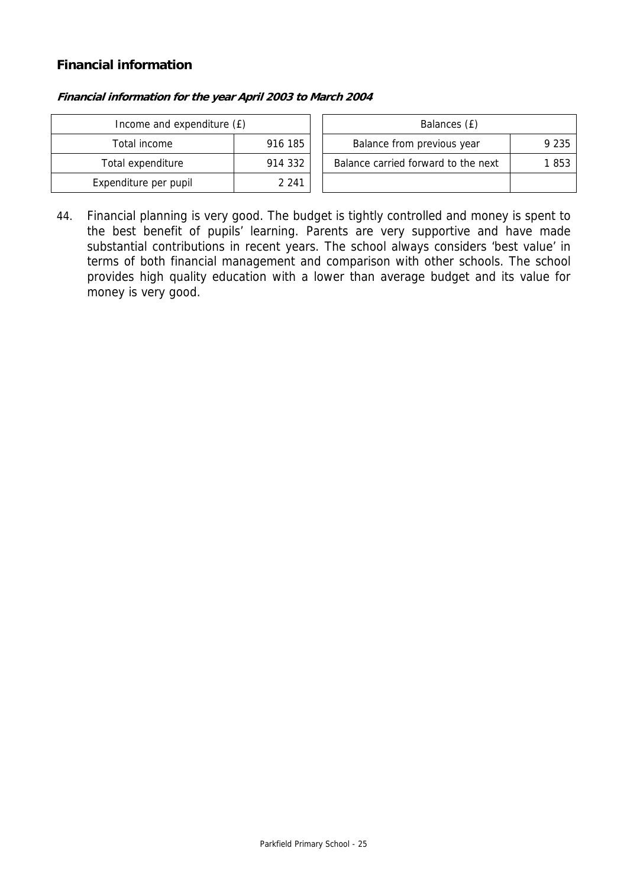## Financial information

***Financial information for the year April 2003 to March 2004***

| Income and expenditure (£) | |
|---|---|
| Total income | 916 185 |
| Total expenditure | 914 332 |
| Expenditure per pupil | 2 241 |

| Balances (£) | |
|---|---|
| Balance from previous year | 9 235 |
| Balance carried forward to the next | 1 853 |
| | |

44. Financial planning is very good. The budget is tightly controlled and money is spent to the best benefit of pupils' learning. Parents are very supportive and have made substantial contributions in recent years. The school always considers 'best value' in terms of both financial management and comparison with other schools. The school provides high quality education with a lower than average budget and its value for money is very good.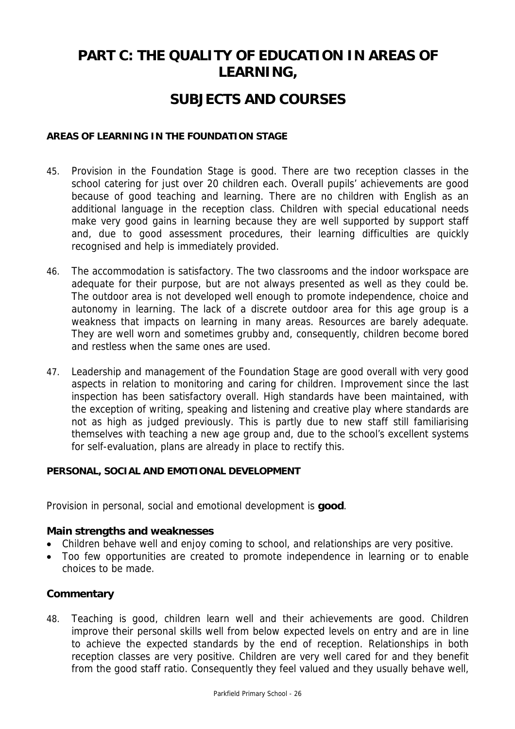# PART C: THE QUALITY OF EDUCATION IN AREAS OF LEARNING,

# SUBJECTS AND COURSES

**AREAS OF LEARNING IN THE FOUNDATION STAGE**

45. Provision in the Foundation Stage is good. There are two reception classes in the school catering for just over 20 children each. Overall pupils' achievements are good because of good teaching and learning. There are no children with English as an additional language in the reception class. Children with special educational needs make very good gains in learning because they are well supported by support staff and, due to good assessment procedures, their learning difficulties are quickly recognised and help is immediately provided.

46. The accommodation is satisfactory. The two classrooms and the indoor workspace are adequate for their purpose, but are not always presented as well as they could be. The outdoor area is not developed well enough to promote independence, choice and autonomy in learning. The lack of a discrete outdoor area for this age group is a weakness that impacts on learning in many areas. Resources are barely adequate. They are well worn and sometimes grubby and, consequently, children become bored and restless when the same ones are used.

47. Leadership and management of the Foundation Stage are good overall with very good aspects in relation to monitoring and caring for children. Improvement since the last inspection has been satisfactory overall. High standards have been maintained, with the exception of writing, speaking and listening and creative play where standards are not as high as judged previously. This is partly due to new staff still familiarising themselves with teaching a new age group and, due to the school's excellent systems for self-evaluation, plans are already in place to rectify this.

**PERSONAL, SOCIAL AND EMOTIONAL DEVELOPMENT**

Provision in personal, social and emotional development is **good**.

### Main strengths and weaknesses

- Children behave well and enjoy coming to school, and relationships are very positive.
- Too few opportunities are created to promote independence in learning or to enable choices to be made.

### Commentary

48. Teaching is good, children learn well and their achievements are good. Children improve their personal skills well from below expected levels on entry and are in line to achieve the expected standards by the end of reception. Relationships in both reception classes are very positive. Children are very well cared for and they benefit from the good staff ratio. Consequently they feel valued and they usually behave well,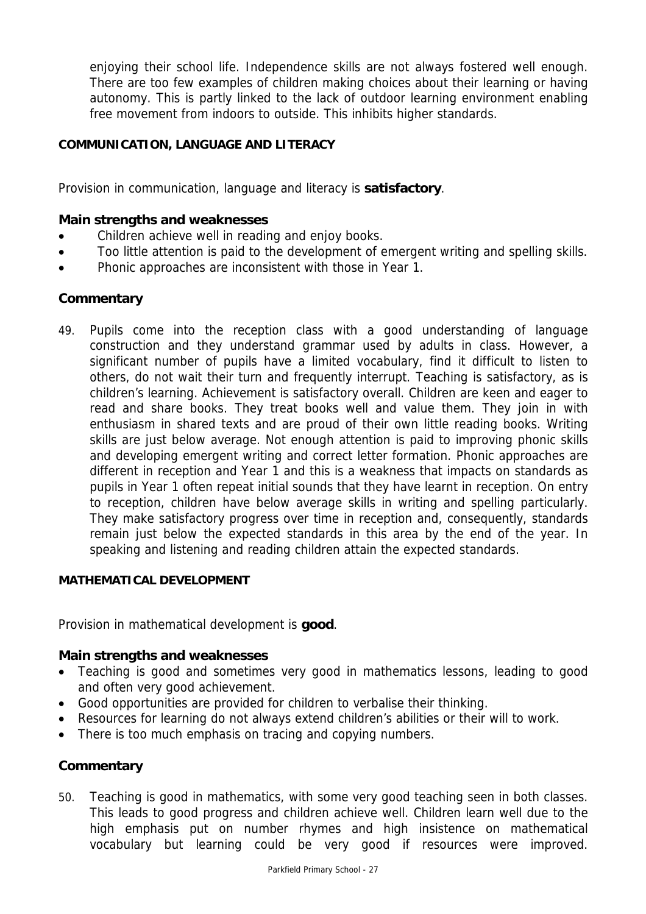enjoying their school life. Independence skills are not always fostered well enough. There are too few examples of children making choices about their learning or having autonomy. This is partly linked to the lack of outdoor learning environment enabling free movement from indoors to outside. This inhibits higher standards.

## COMMUNICATION, LANGUAGE AND LITERACY

Provision in communication, language and literacy is **satisfactory**.

### Main strengths and weaknesses

- Children achieve well in reading and enjoy books.
- Too little attention is paid to the development of emergent writing and spelling skills.
- Phonic approaches are inconsistent with those in Year 1.

### Commentary

49. Pupils come into the reception class with a good understanding of language construction and they understand grammar used by adults in class. However, a significant number of pupils have a limited vocabulary, find it difficult to listen to others, do not wait their turn and frequently interrupt. Teaching is satisfactory, as is children's learning. Achievement is satisfactory overall. Children are keen and eager to read and share books. They treat books well and value them. They join in with enthusiasm in shared texts and are proud of their own little reading books. Writing skills are just below average. Not enough attention is paid to improving phonic skills and developing emergent writing and correct letter formation. Phonic approaches are different in reception and Year 1 and this is a weakness that impacts on standards as pupils in Year 1 often repeat initial sounds that they have learnt in reception. On entry to reception, children have below average skills in writing and spelling particularly. They make satisfactory progress over time in reception and, consequently, standards remain just below the expected standards in this area by the end of the year. In speaking and listening and reading children attain the expected standards.

## MATHEMATICAL DEVELOPMENT

Provision in mathematical development is **good**.

### Main strengths and weaknesses

- Teaching is good and sometimes very good in mathematics lessons, leading to good and often very good achievement.
- Good opportunities are provided for children to verbalise their thinking.
- Resources for learning do not always extend children's abilities or their will to work.
- There is too much emphasis on tracing and copying numbers.

### Commentary

50. Teaching is good in mathematics, with some very good teaching seen in both classes. This leads to good progress and children achieve well. Children learn well due to the high emphasis put on number rhymes and high insistence on mathematical vocabulary but learning could be very good if resources were improved.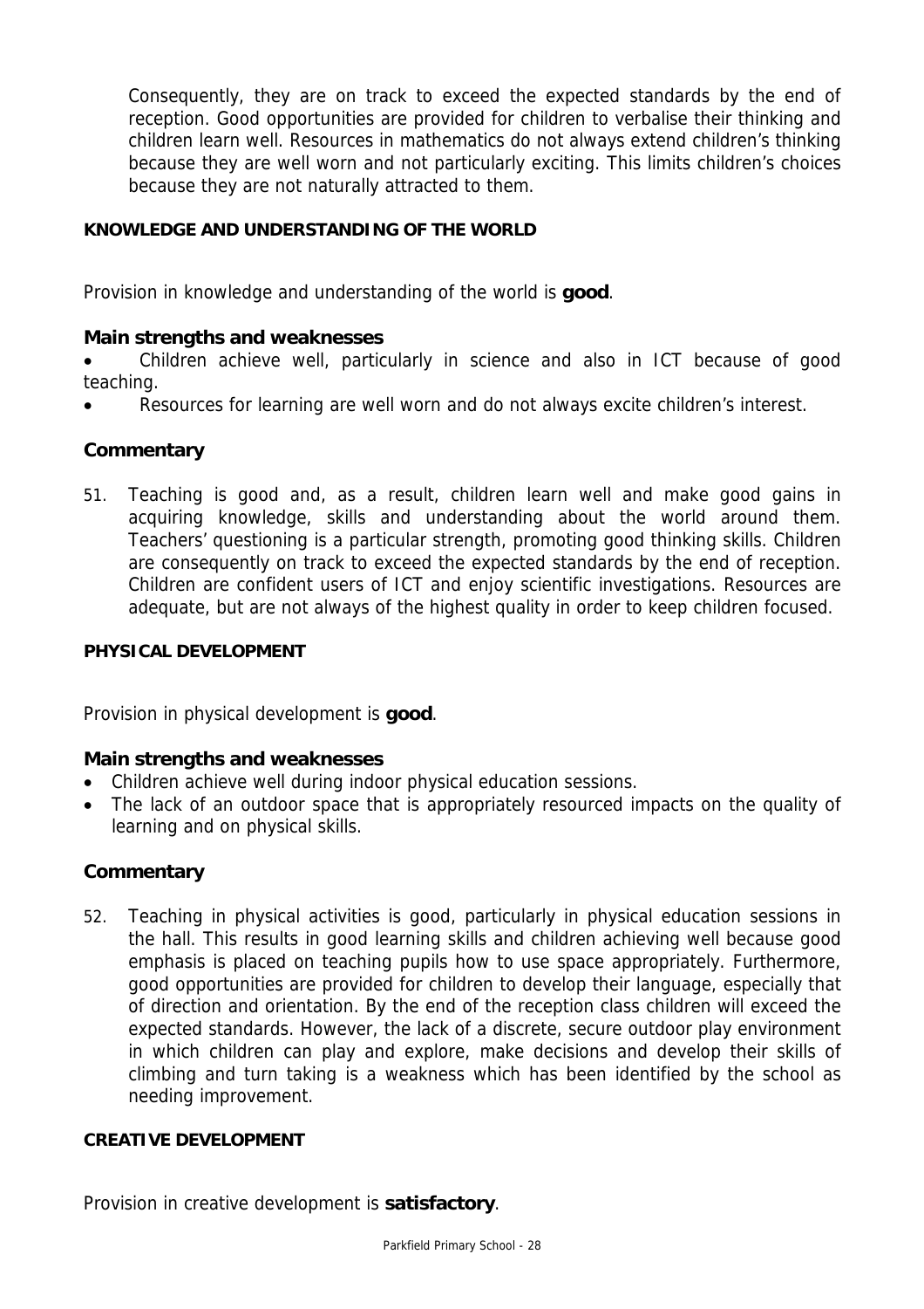Consequently, they are on track to exceed the expected standards by the end of reception. Good opportunities are provided for children to verbalise their thinking and children learn well. Resources in mathematics do not always extend children's thinking because they are well worn and not particularly exciting. This limits children's choices because they are not naturally attracted to them.

**KNOWLEDGE AND UNDERSTANDING OF THE WORLD**

Provision in knowledge and understanding of the world is **good**.

### Main strengths and weaknesses

- Children achieve well, particularly in science and also in ICT because of good teaching.
- Resources for learning are well worn and do not always excite children's interest.

### Commentary

51. Teaching is good and, as a result, children learn well and make good gains in acquiring knowledge, skills and understanding about the world around them. Teachers' questioning is a particular strength, promoting good thinking skills. Children are consequently on track to exceed the expected standards by the end of reception. Children are confident users of ICT and enjoy scientific investigations. Resources are adequate, but are not always of the highest quality in order to keep children focused.

**PHYSICAL DEVELOPMENT**

Provision in physical development is **good**.

### Main strengths and weaknesses

- Children achieve well during indoor physical education sessions.
- The lack of an outdoor space that is appropriately resourced impacts on the quality of learning and on physical skills.

### Commentary

52. Teaching in physical activities is good, particularly in physical education sessions in the hall. This results in good learning skills and children achieving well because good emphasis is placed on teaching pupils how to use space appropriately. Furthermore, good opportunities are provided for children to develop their language, especially that of direction and orientation. By the end of the reception class children will exceed the expected standards. However, the lack of a discrete, secure outdoor play environment in which children can play and explore, make decisions and develop their skills of climbing and turn taking is a weakness which has been identified by the school as needing improvement.

**CREATIVE DEVELOPMENT**

Provision in creative development is **satisfactory**.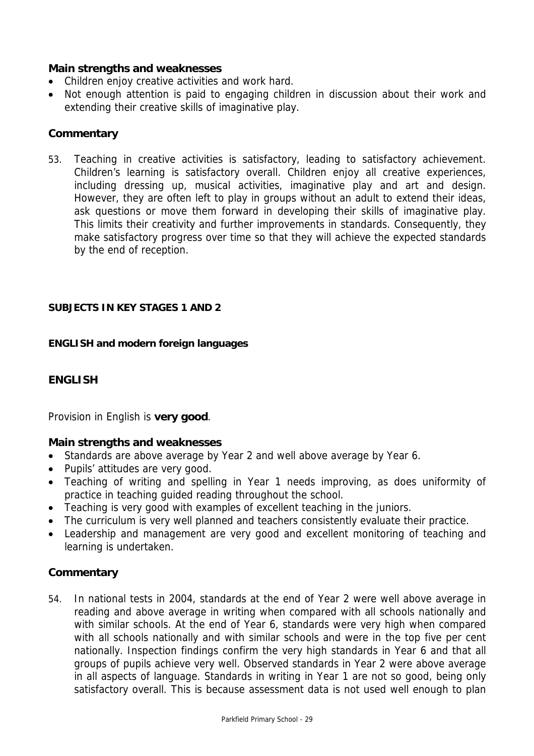### Main strengths and weaknesses

- Children enjoy creative activities and work hard.
- Not enough attention is paid to engaging children in discussion about their work and extending their creative skills of imaginative play.

### Commentary

53. Teaching in creative activities is satisfactory, leading to satisfactory achievement. Children's learning is satisfactory overall. Children enjoy all creative experiences, including dressing up, musical activities, imaginative play and art and design. However, they are often left to play in groups without an adult to extend their ideas, ask questions or move them forward in developing their skills of imaginative play. This limits their creativity and further improvements in standards. Consequently, they make satisfactory progress over time so that they will achieve the expected standards by the end of reception.

## SUBJECTS IN KEY STAGES 1 AND 2

### ENGLISH and modern foreign languages

### ENGLISH

Provision in English is **very good**.

### Main strengths and weaknesses

- Standards are above average by Year 2 and well above average by Year 6.
- Pupils' attitudes are very good.
- Teaching of writing and spelling in Year 1 needs improving, as does uniformity of practice in teaching guided reading throughout the school.
- Teaching is very good with examples of excellent teaching in the juniors.
- The curriculum is very well planned and teachers consistently evaluate their practice.
- Leadership and management are very good and excellent monitoring of teaching and learning is undertaken.

### Commentary

54. In national tests in 2004, standards at the end of Year 2 were well above average in reading and above average in writing when compared with all schools nationally and with similar schools. At the end of Year 6, standards were very high when compared with all schools nationally and with similar schools and were in the top five per cent nationally. Inspection findings confirm the very high standards in Year 6 and that all groups of pupils achieve very well. Observed standards in Year 2 were above average in all aspects of language. Standards in writing in Year 1 are not so good, being only satisfactory overall. This is because assessment data is not used well enough to plan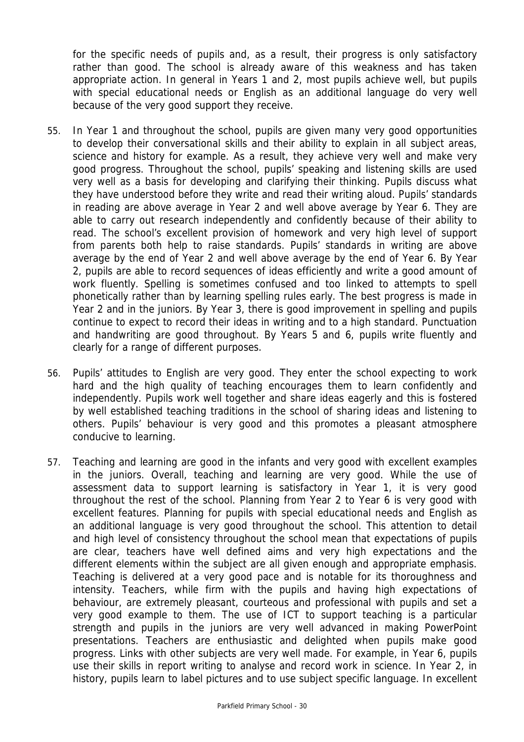for the specific needs of pupils and, as a result, their progress is only satisfactory rather than good. The school is already aware of this weakness and has taken appropriate action. In general in Years 1 and 2, most pupils achieve well, but pupils with special educational needs or English as an additional language do very well because of the very good support they receive.

55. In Year 1 and throughout the school, pupils are given many very good opportunities to develop their conversational skills and their ability to explain in all subject areas, science and history for example. As a result, they achieve very well and make very good progress. Throughout the school, pupils' speaking and listening skills are used very well as a basis for developing and clarifying their thinking. Pupils discuss what they have understood before they write and read their writing aloud. Pupils' standards in reading are above average in Year 2 and well above average by Year 6. They are able to carry out research independently and confidently because of their ability to read. The school's excellent provision of homework and very high level of support from parents both help to raise standards. Pupils' standards in writing are above average by the end of Year 2 and well above average by the end of Year 6. By Year 2, pupils are able to record sequences of ideas efficiently and write a good amount of work fluently. Spelling is sometimes confused and too linked to attempts to spell phonetically rather than by learning spelling rules early. The best progress is made in Year 2 and in the juniors. By Year 3, there is good improvement in spelling and pupils continue to expect to record their ideas in writing and to a high standard. Punctuation and handwriting are good throughout. By Years 5 and 6, pupils write fluently and clearly for a range of different purposes.

56. Pupils' attitudes to English are very good. They enter the school expecting to work hard and the high quality of teaching encourages them to learn confidently and independently. Pupils work well together and share ideas eagerly and this is fostered by well established teaching traditions in the school of sharing ideas and listening to others. Pupils' behaviour is very good and this promotes a pleasant atmosphere conducive to learning.

57. Teaching and learning are good in the infants and very good with excellent examples in the juniors. Overall, teaching and learning are very good. While the use of assessment data to support learning is satisfactory in Year 1, it is very good throughout the rest of the school. Planning from Year 2 to Year 6 is very good with excellent features. Planning for pupils with special educational needs and English as an additional language is very good throughout the school. This attention to detail and high level of consistency throughout the school mean that expectations of pupils are clear, teachers have well defined aims and very high expectations and the different elements within the subject are all given enough and appropriate emphasis. Teaching is delivered at a very good pace and is notable for its thoroughness and intensity. Teachers, while firm with the pupils and having high expectations of behaviour, are extremely pleasant, courteous and professional with pupils and set a very good example to them. The use of ICT to support teaching is a particular strength and pupils in the juniors are very well advanced in making PowerPoint presentations. Teachers are enthusiastic and delighted when pupils make good progress. Links with other subjects are very well made. For example, in Year 6, pupils use their skills in report writing to analyse and record work in science. In Year 2, in history, pupils learn to label pictures and to use subject specific language. In excellent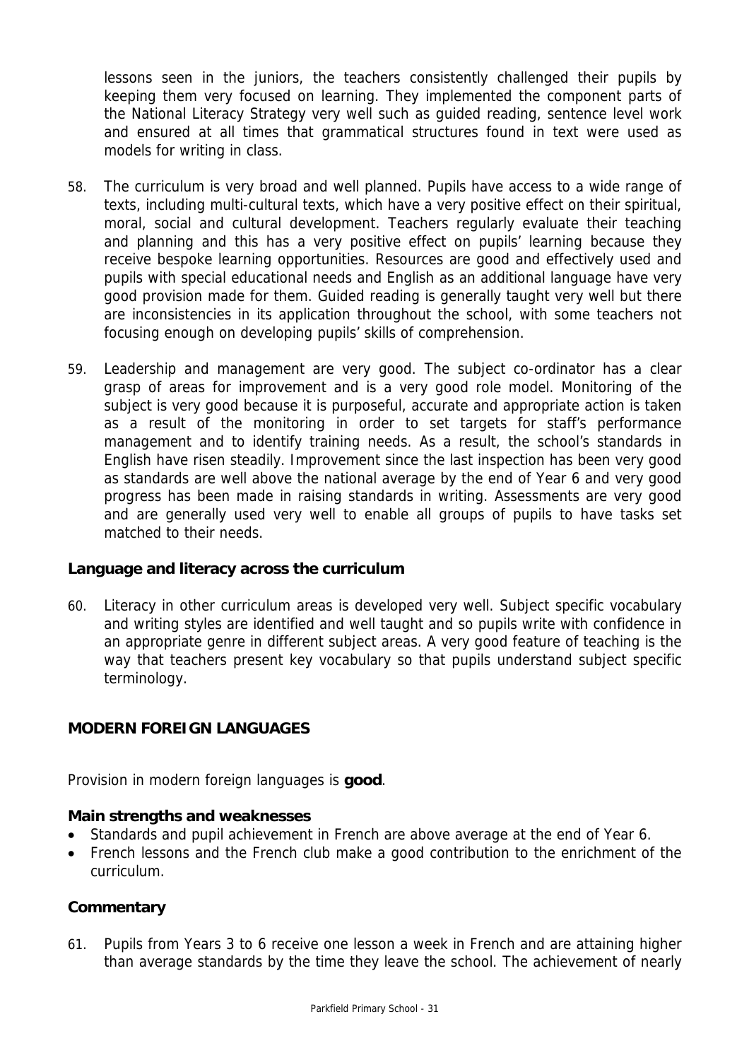lessons seen in the juniors, the teachers consistently challenged their pupils by keeping them very focused on learning. They implemented the component parts of the National Literacy Strategy very well such as guided reading, sentence level work and ensured at all times that grammatical structures found in text were used as models for writing in class.

58. The curriculum is very broad and well planned. Pupils have access to a wide range of texts, including multi-cultural texts, which have a very positive effect on their spiritual, moral, social and cultural development. Teachers regularly evaluate their teaching and planning and this has a very positive effect on pupils' learning because they receive bespoke learning opportunities. Resources are good and effectively used and pupils with special educational needs and English as an additional language have very good provision made for them. Guided reading is generally taught very well but there are inconsistencies in its application throughout the school, with some teachers not focusing enough on developing pupils' skills of comprehension.

59. Leadership and management are very good. The subject co-ordinator has a clear grasp of areas for improvement and is a very good role model. Monitoring of the subject is very good because it is purposeful, accurate and appropriate action is taken as a result of the monitoring in order to set targets for staff's performance management and to identify training needs. As a result, the school's standards in English have risen steadily. Improvement since the last inspection has been very good as standards are well above the national average by the end of Year 6 and very good progress has been made in raising standards in writing. Assessments are very good and are generally used very well to enable all groups of pupils to have tasks set matched to their needs.

### Language and literacy across the curriculum

60. Literacy in other curriculum areas is developed very well. Subject specific vocabulary and writing styles are identified and well taught and so pupils write with confidence in an appropriate genre in different subject areas. A very good feature of teaching is the way that teachers present key vocabulary so that pupils understand subject specific terminology.

## MODERN FOREIGN LANGUAGES

Provision in modern foreign languages is **good**.

### Main strengths and weaknesses

- Standards and pupil achievement in French are above average at the end of Year 6.
- French lessons and the French club make a good contribution to the enrichment of the curriculum.

### Commentary

61. Pupils from Years 3 to 6 receive one lesson a week in French and are attaining higher than average standards by the time they leave the school. The achievement of nearly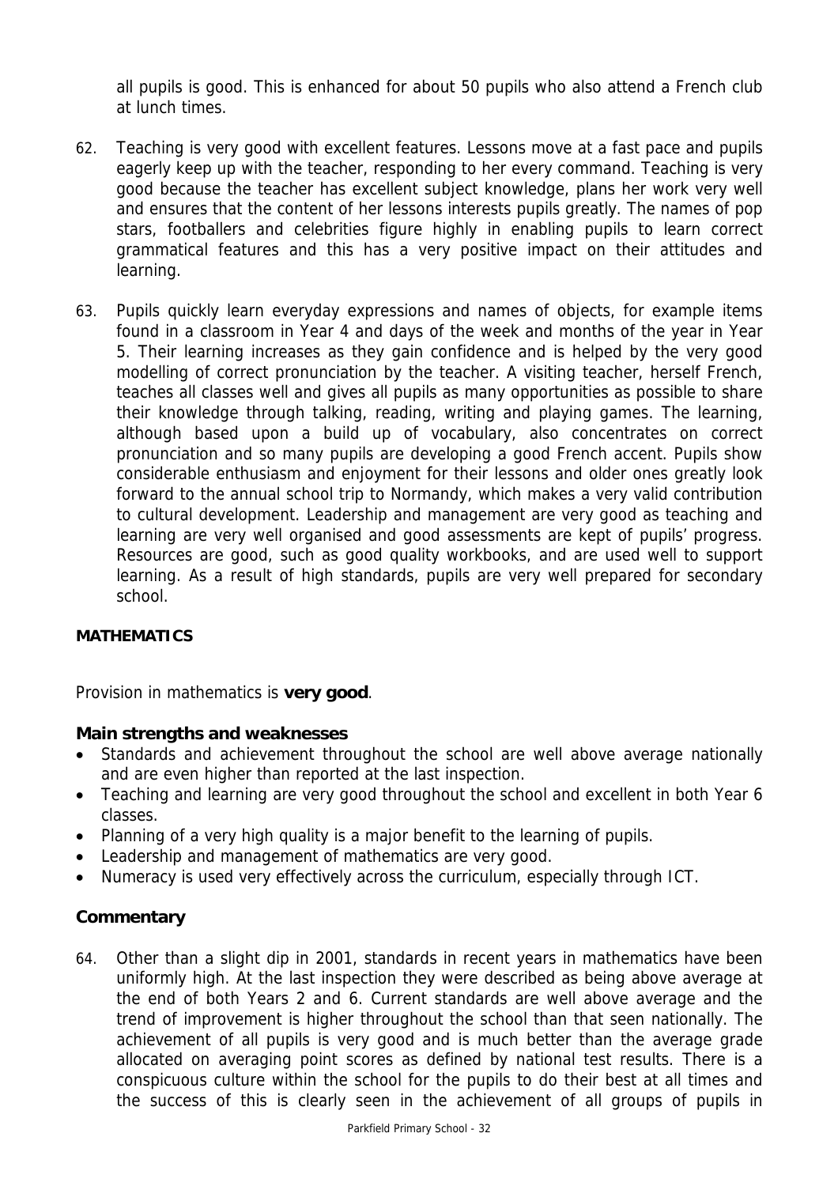all pupils is good. This is enhanced for about 50 pupils who also attend a French club at lunch times.

62. Teaching is very good with excellent features. Lessons move at a fast pace and pupils eagerly keep up with the teacher, responding to her every command. Teaching is very good because the teacher has excellent subject knowledge, plans her work very well and ensures that the content of her lessons interests pupils greatly. The names of pop stars, footballers and celebrities figure highly in enabling pupils to learn correct grammatical features and this has a very positive impact on their attitudes and learning.

63. Pupils quickly learn everyday expressions and names of objects, for example items found in a classroom in Year 4 and days of the week and months of the year in Year 5. Their learning increases as they gain confidence and is helped by the very good modelling of correct pronunciation by the teacher. A visiting teacher, herself French, teaches all classes well and gives all pupils as many opportunities as possible to share their knowledge through talking, reading, writing and playing games. The learning, although based upon a build up of vocabulary, also concentrates on correct pronunciation and so many pupils are developing a good French accent. Pupils show considerable enthusiasm and enjoyment for their lessons and older ones greatly look forward to the annual school trip to Normandy, which makes a very valid contribution to cultural development. Leadership and management are very good as teaching and learning are very well organised and good assessments are kept of pupils' progress. Resources are good, such as good quality workbooks, and are used well to support learning. As a result of high standards, pupils are very well prepared for secondary school.

## MATHEMATICS

Provision in mathematics is **very good**.

### Main strengths and weaknesses

- Standards and achievement throughout the school are well above average nationally and are even higher than reported at the last inspection.
- Teaching and learning are very good throughout the school and excellent in both Year 6 classes.
- Planning of a very high quality is a major benefit to the learning of pupils.
- Leadership and management of mathematics are very good.
- Numeracy is used very effectively across the curriculum, especially through ICT.

### Commentary

64. Other than a slight dip in 2001, standards in recent years in mathematics have been uniformly high. At the last inspection they were described as being above average at the end of both Years 2 and 6. Current standards are well above average and the trend of improvement is higher throughout the school than that seen nationally. The achievement of all pupils is very good and is much better than the average grade allocated on averaging point scores as defined by national test results. There is a conspicuous culture within the school for the pupils to do their best at all times and the success of this is clearly seen in the achievement of all groups of pupils in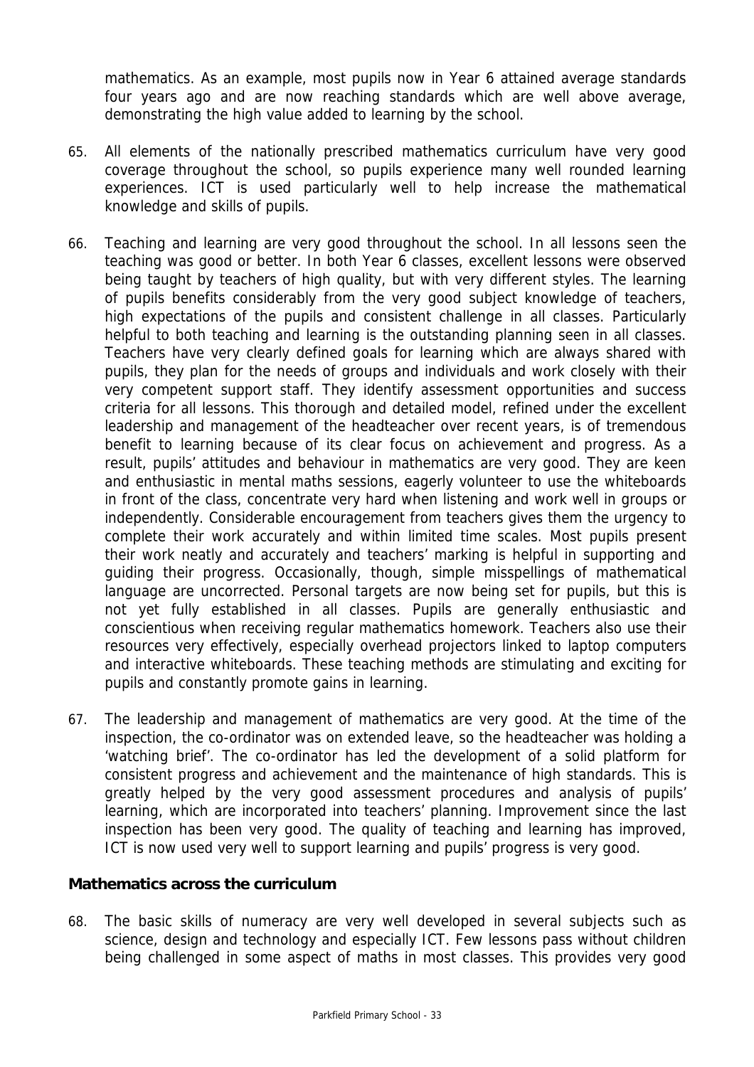mathematics. As an example, most pupils now in Year 6 attained average standards four years ago and are now reaching standards which are well above average, demonstrating the high value added to learning by the school.

65. All elements of the nationally prescribed mathematics curriculum have very good coverage throughout the school, so pupils experience many well rounded learning experiences. ICT is used particularly well to help increase the mathematical knowledge and skills of pupils.

66. Teaching and learning are very good throughout the school. In all lessons seen the teaching was good or better. In both Year 6 classes, excellent lessons were observed being taught by teachers of high quality, but with very different styles. The learning of pupils benefits considerably from the very good subject knowledge of teachers, high expectations of the pupils and consistent challenge in all classes. Particularly helpful to both teaching and learning is the outstanding planning seen in all classes. Teachers have very clearly defined goals for learning which are always shared with pupils, they plan for the needs of groups and individuals and work closely with their very competent support staff. They identify assessment opportunities and success criteria for all lessons. This thorough and detailed model, refined under the excellent leadership and management of the headteacher over recent years, is of tremendous benefit to learning because of its clear focus on achievement and progress. As a result, pupils' attitudes and behaviour in mathematics are very good. They are keen and enthusiastic in mental maths sessions, eagerly volunteer to use the whiteboards in front of the class, concentrate very hard when listening and work well in groups or independently. Considerable encouragement from teachers gives them the urgency to complete their work accurately and within limited time scales. Most pupils present their work neatly and accurately and teachers' marking is helpful in supporting and guiding their progress. Occasionally, though, simple misspellings of mathematical language are uncorrected. Personal targets are now being set for pupils, but this is not yet fully established in all classes. Pupils are generally enthusiastic and conscientious when receiving regular mathematics homework. Teachers also use their resources very effectively, especially overhead projectors linked to laptop computers and interactive whiteboards. These teaching methods are stimulating and exciting for pupils and constantly promote gains in learning.

67. The leadership and management of mathematics are very good. At the time of the inspection, the co-ordinator was on extended leave, so the headteacher was holding a 'watching brief'. The co-ordinator has led the development of a solid platform for consistent progress and achievement and the maintenance of high standards. This is greatly helped by the very good assessment procedures and analysis of pupils' learning, which are incorporated into teachers' planning. Improvement since the last inspection has been very good. The quality of teaching and learning has improved, ICT is now used very well to support learning and pupils' progress is very good.

### Mathematics across the curriculum

68. The basic skills of numeracy are very well developed in several subjects such as science, design and technology and especially ICT. Few lessons pass without children being challenged in some aspect of maths in most classes. This provides very good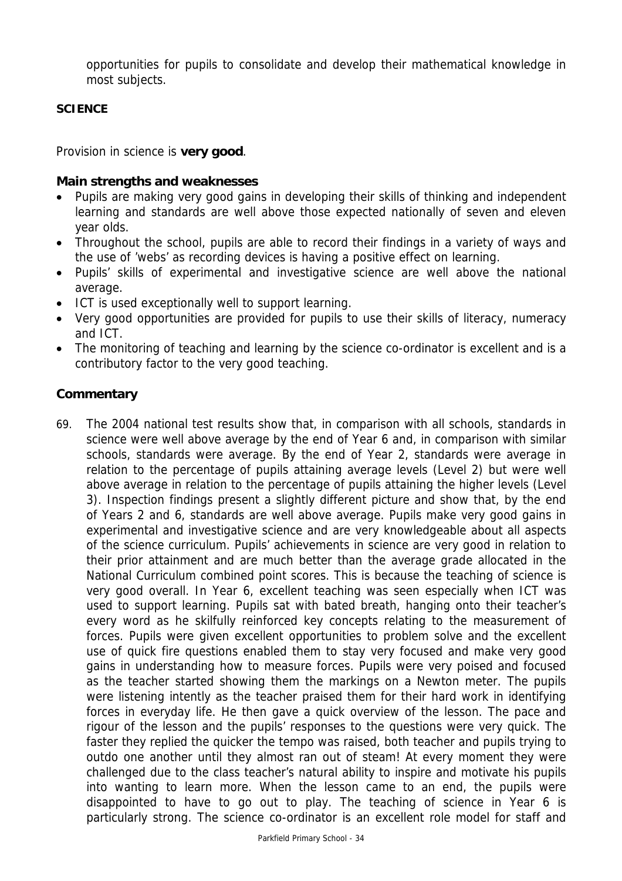opportunities for pupils to consolidate and develop their mathematical knowledge in most subjects.

**SCIENCE**

Provision in science is **very good**.

### Main strengths and weaknesses

- Pupils are making very good gains in developing their skills of thinking and independent learning and standards are well above those expected nationally of seven and eleven year olds.
- Throughout the school, pupils are able to record their findings in a variety of ways and the use of 'webs' as recording devices is having a positive effect on learning.
- Pupils' skills of experimental and investigative science are well above the national average.
- ICT is used exceptionally well to support learning.
- Very good opportunities are provided for pupils to use their skills of literacy, numeracy and ICT.
- The monitoring of teaching and learning by the science co-ordinator is excellent and is a contributory factor to the very good teaching.

### Commentary

69. The 2004 national test results show that, in comparison with all schools, standards in science were well above average by the end of Year 6 and, in comparison with similar schools, standards were average. By the end of Year 2, standards were average in relation to the percentage of pupils attaining average levels (Level 2) but were well above average in relation to the percentage of pupils attaining the higher levels (Level 3). Inspection findings present a slightly different picture and show that, by the end of Years 2 and 6, standards are well above average. Pupils make very good gains in experimental and investigative science and are very knowledgeable about all aspects of the science curriculum. Pupils' achievements in science are very good in relation to their prior attainment and are much better than the average grade allocated in the National Curriculum combined point scores. This is because the teaching of science is very good overall. In Year 6, excellent teaching was seen especially when ICT was used to support learning. Pupils sat with bated breath, hanging onto their teacher's every word as he skilfully reinforced key concepts relating to the measurement of forces. Pupils were given excellent opportunities to problem solve and the excellent use of quick fire questions enabled them to stay very focused and make very good gains in understanding how to measure forces. Pupils were very poised and focused as the teacher started showing them the markings on a Newton meter. The pupils were listening intently as the teacher praised them for their hard work in identifying forces in everyday life. He then gave a quick overview of the lesson. The pace and rigour of the lesson and the pupils' responses to the questions were very quick. The faster they replied the quicker the tempo was raised, both teacher and pupils trying to outdo one another until they almost ran out of steam! At every moment they were challenged due to the class teacher's natural ability to inspire and motivate his pupils into wanting to learn more. When the lesson came to an end, the pupils were disappointed to have to go out to play. The teaching of science in Year 6 is particularly strong. The science co-ordinator is an excellent role model for staff and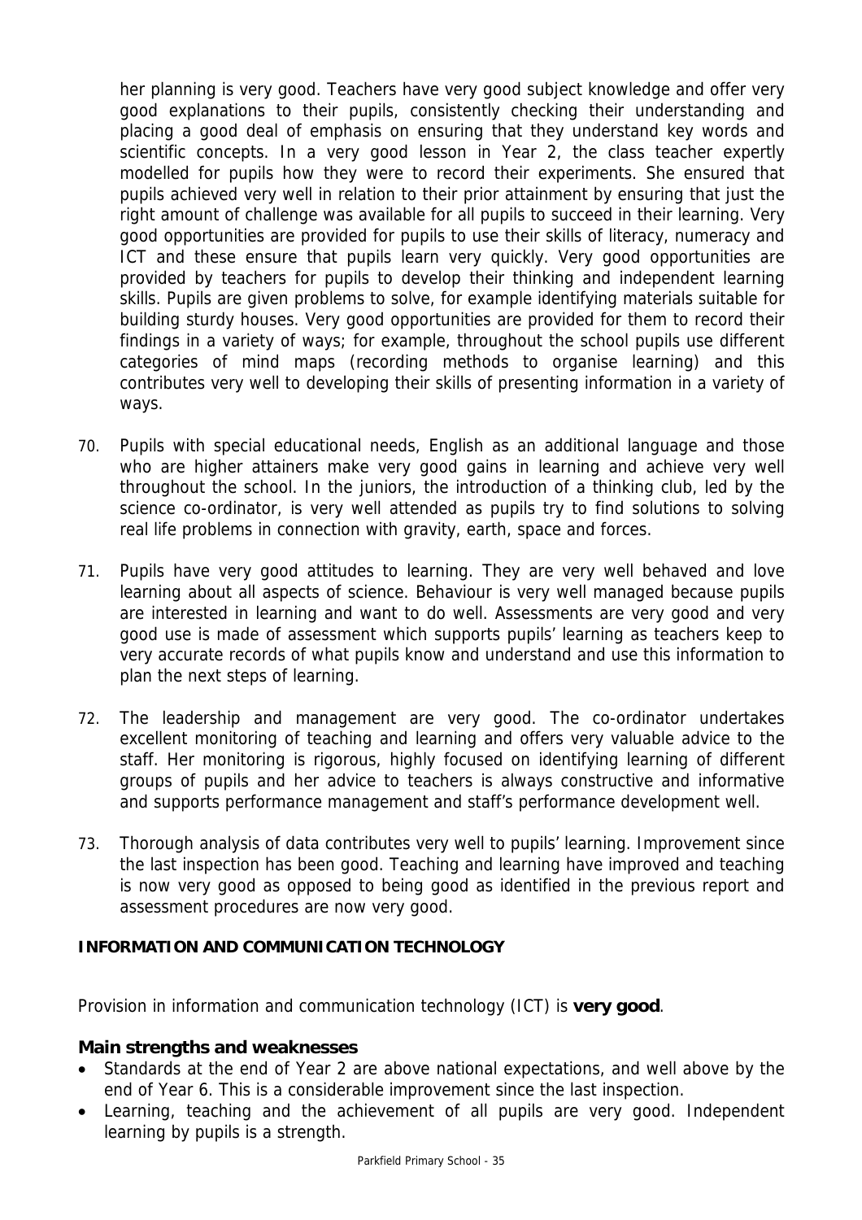her planning is very good. Teachers have very good subject knowledge and offer very good explanations to their pupils, consistently checking their understanding and placing a good deal of emphasis on ensuring that they understand key words and scientific concepts. In a very good lesson in Year 2, the class teacher expertly modelled for pupils how they were to record their experiments. She ensured that pupils achieved very well in relation to their prior attainment by ensuring that just the right amount of challenge was available for all pupils to succeed in their learning. Very good opportunities are provided for pupils to use their skills of literacy, numeracy and ICT and these ensure that pupils learn very quickly. Very good opportunities are provided by teachers for pupils to develop their thinking and independent learning skills. Pupils are given problems to solve, for example identifying materials suitable for building sturdy houses. Very good opportunities are provided for them to record their findings in a variety of ways; for example, throughout the school pupils use different categories of mind maps (recording methods to organise learning) and this contributes very well to developing their skills of presenting information in a variety of ways.

70. Pupils with special educational needs, English as an additional language and those who are higher attainers make very good gains in learning and achieve very well throughout the school. In the juniors, the introduction of a thinking club, led by the science co-ordinator, is very well attended as pupils try to find solutions to solving real life problems in connection with gravity, earth, space and forces.

71. Pupils have very good attitudes to learning. They are very well behaved and love learning about all aspects of science. Behaviour is very well managed because pupils are interested in learning and want to do well. Assessments are very good and very good use is made of assessment which supports pupils' learning as teachers keep to very accurate records of what pupils know and understand and use this information to plan the next steps of learning.

72. The leadership and management are very good. The co-ordinator undertakes excellent monitoring of teaching and learning and offers very valuable advice to the staff. Her monitoring is rigorous, highly focused on identifying learning of different groups of pupils and her advice to teachers is always constructive and informative and supports performance management and staff's performance development well.

73. Thorough analysis of data contributes very well to pupils' learning. Improvement since the last inspection has been good. Teaching and learning have improved and teaching is now very good as opposed to being good as identified in the previous report and assessment procedures are now very good.

## INFORMATION AND COMMUNICATION TECHNOLOGY

Provision in information and communication technology (ICT) is **very good**.

### Main strengths and weaknesses

- Standards at the end of Year 2 are above national expectations, and well above by the end of Year 6. This is a considerable improvement since the last inspection.
- Learning, teaching and the achievement of all pupils are very good. Independent learning by pupils is a strength.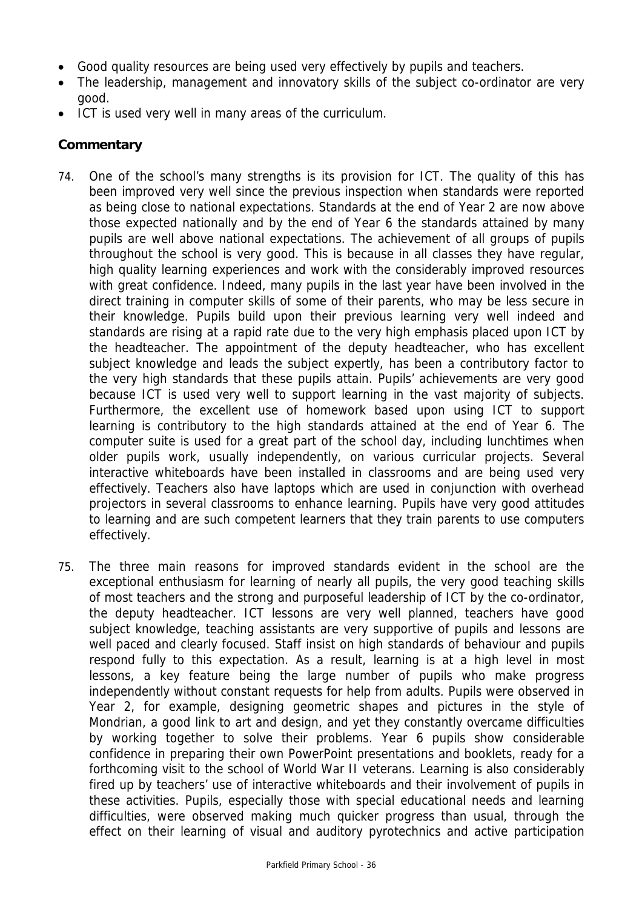- Good quality resources are being used very effectively by pupils and teachers.
- The leadership, management and innovatory skills of the subject co-ordinator are very good.
- ICT is used very well in many areas of the curriculum.

**Commentary**

74. One of the school's many strengths is its provision for ICT. The quality of this has been improved very well since the previous inspection when standards were reported as being close to national expectations. Standards at the end of Year 2 are now above those expected nationally and by the end of Year 6 the standards attained by many pupils are well above national expectations. The achievement of all groups of pupils throughout the school is very good. This is because in all classes they have regular, high quality learning experiences and work with the considerably improved resources with great confidence. Indeed, many pupils in the last year have been involved in the direct training in computer skills of some of their parents, who may be less secure in their knowledge. Pupils build upon their previous learning very well indeed and standards are rising at a rapid rate due to the very high emphasis placed upon ICT by the headteacher. The appointment of the deputy headteacher, who has excellent subject knowledge and leads the subject expertly, has been a contributory factor to the very high standards that these pupils attain. Pupils' achievements are very good because ICT is used very well to support learning in the vast majority of subjects. Furthermore, the excellent use of homework based upon using ICT to support learning is contributory to the high standards attained at the end of Year 6. The computer suite is used for a great part of the school day, including lunchtimes when older pupils work, usually independently, on various curricular projects. Several interactive whiteboards have been installed in classrooms and are being used very effectively. Teachers also have laptops which are used in conjunction with overhead projectors in several classrooms to enhance learning. Pupils have very good attitudes to learning and are such competent learners that they train parents to use computers effectively.

75. The three main reasons for improved standards evident in the school are the exceptional enthusiasm for learning of nearly all pupils, the very good teaching skills of most teachers and the strong and purposeful leadership of ICT by the co-ordinator, the deputy headteacher. ICT lessons are very well planned, teachers have good subject knowledge, teaching assistants are very supportive of pupils and lessons are well paced and clearly focused. Staff insist on high standards of behaviour and pupils respond fully to this expectation. As a result, learning is at a high level in most lessons, a key feature being the large number of pupils who make progress independently without constant requests for help from adults. Pupils were observed in Year 2, for example, designing geometric shapes and pictures in the style of Mondrian, a good link to art and design, and yet they constantly overcame difficulties by working together to solve their problems. Year 6 pupils show considerable confidence in preparing their own PowerPoint presentations and booklets, ready for a forthcoming visit to the school of World War II veterans. Learning is also considerably fired up by teachers' use of interactive whiteboards and their involvement of pupils in these activities. Pupils, especially those with special educational needs and learning difficulties, were observed making much quicker progress than usual, through the effect on their learning of visual and auditory pyrotechnics and active participation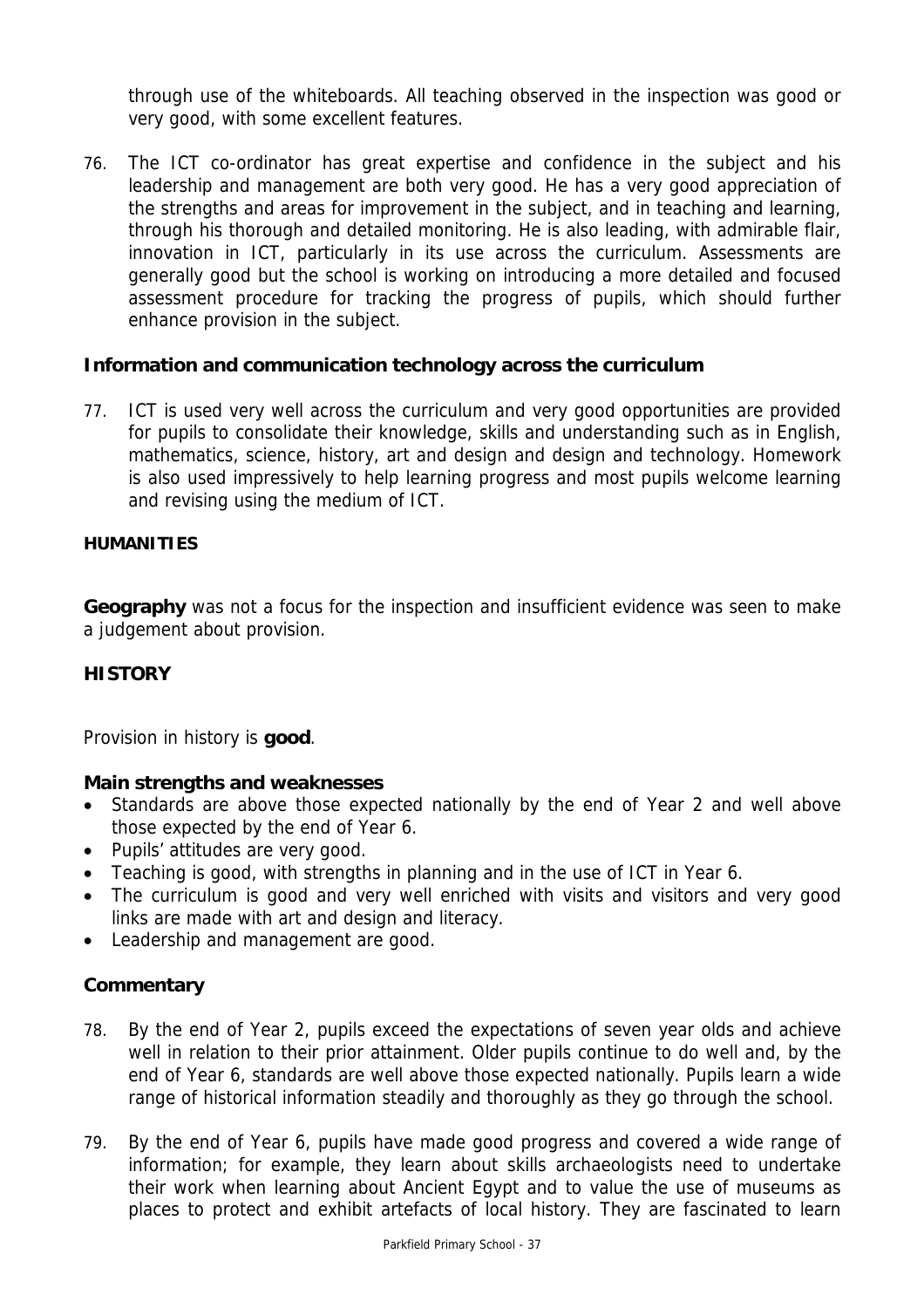through use of the whiteboards. All teaching observed in the inspection was good or very good, with some excellent features.

76. The ICT co-ordinator has great expertise and confidence in the subject and his leadership and management are both very good. He has a very good appreciation of the strengths and areas for improvement in the subject, and in teaching and learning, through his thorough and detailed monitoring. He is also leading, with admirable flair, innovation in ICT, particularly in its use across the curriculum. Assessments are generally good but the school is working on introducing a more detailed and focused assessment procedure for tracking the progress of pupils, which should further enhance provision in the subject.

### Information and communication technology across the curriculum

77. ICT is used very well across the curriculum and very good opportunities are provided for pupils to consolidate their knowledge, skills and understanding such as in English, mathematics, science, history, art and design and design and technology. Homework is also used impressively to help learning progress and most pupils welcome learning and revising using the medium of ICT.

## HUMANITIES

**Geography** was not a focus for the inspection and insufficient evidence was seen to make a judgement about provision.

## HISTORY

Provision in history is **good**.

### Main strengths and weaknesses

- Standards are above those expected nationally by the end of Year 2 and well above those expected by the end of Year 6.
- Pupils' attitudes are very good.
- Teaching is good, with strengths in planning and in the use of ICT in Year 6.
- The curriculum is good and very well enriched with visits and visitors and very good links are made with art and design and literacy.
- Leadership and management are good.

### Commentary

78. By the end of Year 2, pupils exceed the expectations of seven year olds and achieve well in relation to their prior attainment. Older pupils continue to do well and, by the end of Year 6, standards are well above those expected nationally. Pupils learn a wide range of historical information steadily and thoroughly as they go through the school.

79. By the end of Year 6, pupils have made good progress and covered a wide range of information; for example, they learn about skills archaeologists need to undertake their work when learning about Ancient Egypt and to value the use of museums as places to protect and exhibit artefacts of local history. They are fascinated to learn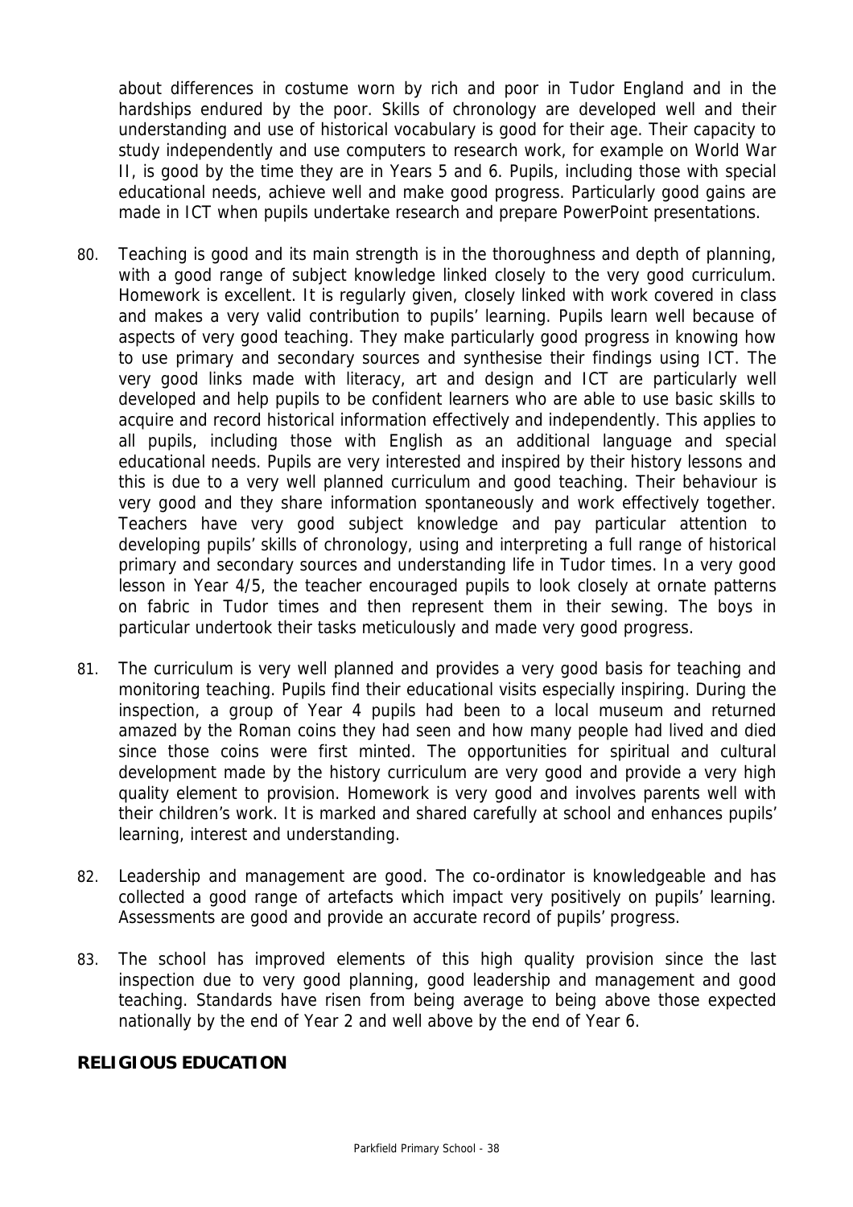about differences in costume worn by rich and poor in Tudor England and in the hardships endured by the poor. Skills of chronology are developed well and their understanding and use of historical vocabulary is good for their age. Their capacity to study independently and use computers to research work, for example on World War II, is good by the time they are in Years 5 and 6. Pupils, including those with special educational needs, achieve well and make good progress. Particularly good gains are made in ICT when pupils undertake research and prepare PowerPoint presentations.

80. Teaching is good and its main strength is in the thoroughness and depth of planning, with a good range of subject knowledge linked closely to the very good curriculum. Homework is excellent. It is regularly given, closely linked with work covered in class and makes a very valid contribution to pupils' learning. Pupils learn well because of aspects of very good teaching. They make particularly good progress in knowing how to use primary and secondary sources and synthesise their findings using ICT. The very good links made with literacy, art and design and ICT are particularly well developed and help pupils to be confident learners who are able to use basic skills to acquire and record historical information effectively and independently. This applies to all pupils, including those with English as an additional language and special educational needs. Pupils are very interested and inspired by their history lessons and this is due to a very well planned curriculum and good teaching. Their behaviour is very good and they share information spontaneously and work effectively together. Teachers have very good subject knowledge and pay particular attention to developing pupils' skills of chronology, using and interpreting a full range of historical primary and secondary sources and understanding life in Tudor times. In a very good lesson in Year 4/5, the teacher encouraged pupils to look closely at ornate patterns on fabric in Tudor times and then represent them in their sewing. The boys in particular undertook their tasks meticulously and made very good progress.

81. The curriculum is very well planned and provides a very good basis for teaching and monitoring teaching. Pupils find their educational visits especially inspiring. During the inspection, a group of Year 4 pupils had been to a local museum and returned amazed by the Roman coins they had seen and how many people had lived and died since those coins were first minted. The opportunities for spiritual and cultural development made by the history curriculum are very good and provide a very high quality element to provision. Homework is very good and involves parents well with their children's work. It is marked and shared carefully at school and enhances pupils' learning, interest and understanding.

82. Leadership and management are good. The co-ordinator is knowledgeable and has collected a good range of artefacts which impact very positively on pupils' learning. Assessments are good and provide an accurate record of pupils' progress.

83. The school has improved elements of this high quality provision since the last inspection due to very good planning, good leadership and management and good teaching. Standards have risen from being average to being above those expected nationally by the end of Year 2 and well above by the end of Year 6.

## RELIGIOUS EDUCATION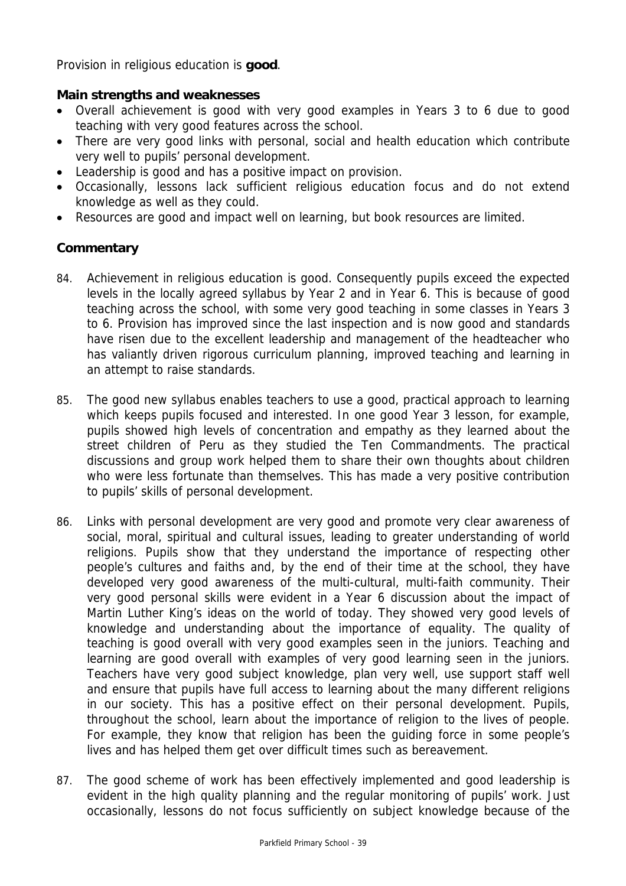Provision in religious education is **good**.

### Main strengths and weaknesses

- Overall achievement is good with very good examples in Years 3 to 6 due to good teaching with very good features across the school.
- There are very good links with personal, social and health education which contribute very well to pupils' personal development.
- Leadership is good and has a positive impact on provision.
- Occasionally, lessons lack sufficient religious education focus and do not extend knowledge as well as they could.
- Resources are good and impact well on learning, but book resources are limited.

### Commentary

84. Achievement in religious education is good. Consequently pupils exceed the expected levels in the locally agreed syllabus by Year 2 and in Year 6. This is because of good teaching across the school, with some very good teaching in some classes in Years 3 to 6. Provision has improved since the last inspection and is now good and standards have risen due to the excellent leadership and management of the headteacher who has valiantly driven rigorous curriculum planning, improved teaching and learning in an attempt to raise standards.

85. The good new syllabus enables teachers to use a good, practical approach to learning which keeps pupils focused and interested. In one good Year 3 lesson, for example, pupils showed high levels of concentration and empathy as they learned about the street children of Peru as they studied the Ten Commandments. The practical discussions and group work helped them to share their own thoughts about children who were less fortunate than themselves. This has made a very positive contribution to pupils' skills of personal development.

86. Links with personal development are very good and promote very clear awareness of social, moral, spiritual and cultural issues, leading to greater understanding of world religions. Pupils show that they understand the importance of respecting other people's cultures and faiths and, by the end of their time at the school, they have developed very good awareness of the multi-cultural, multi-faith community. Their very good personal skills were evident in a Year 6 discussion about the impact of Martin Luther King's ideas on the world of today. They showed very good levels of knowledge and understanding about the importance of equality. The quality of teaching is good overall with very good examples seen in the juniors. Teaching and learning are good overall with examples of very good learning seen in the juniors. Teachers have very good subject knowledge, plan very well, use support staff well and ensure that pupils have full access to learning about the many different religions in our society. This has a positive effect on their personal development. Pupils, throughout the school, learn about the importance of religion to the lives of people. For example, they know that religion has been the guiding force in some people's lives and has helped them get over difficult times such as bereavement.

87. The good scheme of work has been effectively implemented and good leadership is evident in the high quality planning and the regular monitoring of pupils' work. Just occasionally, lessons do not focus sufficiently on subject knowledge because of the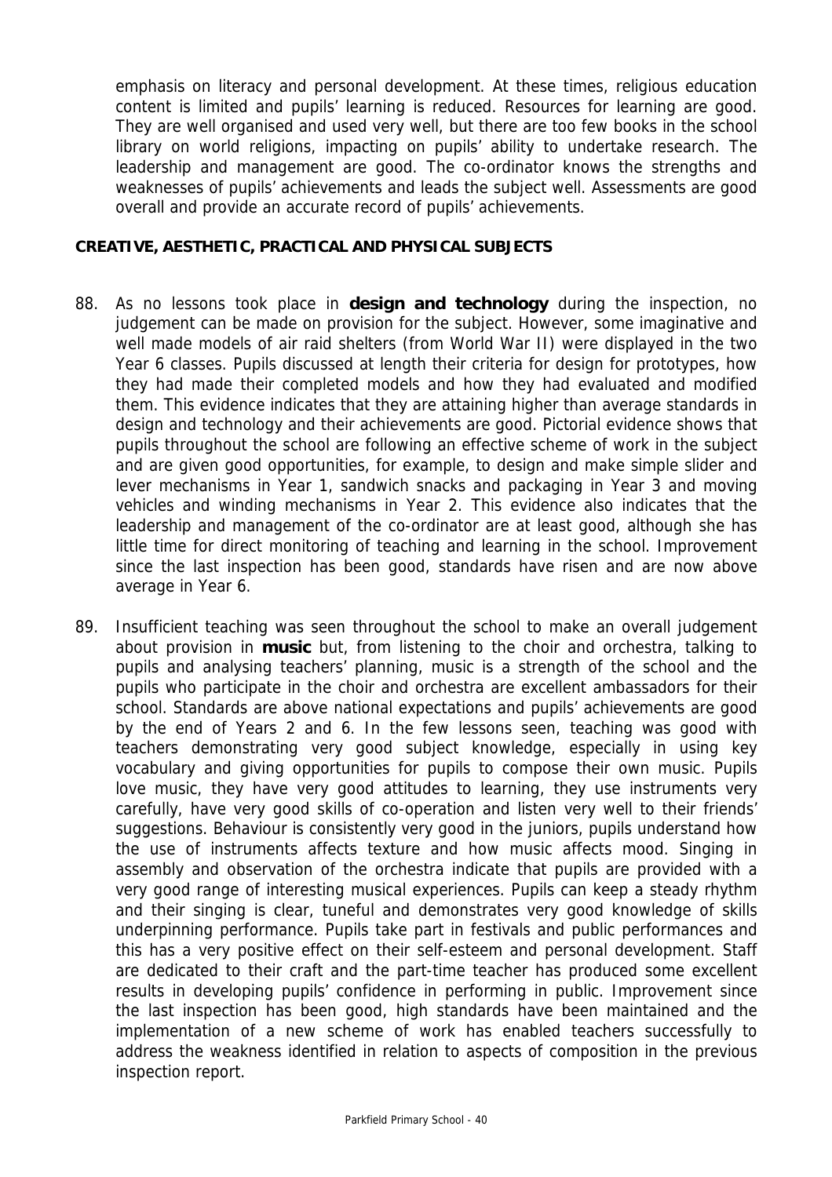emphasis on literacy and personal development. At these times, religious education content is limited and pupils' learning is reduced. Resources for learning are good. They are well organised and used very well, but there are too few books in the school library on world religions, impacting on pupils' ability to undertake research. The leadership and management are good. The co-ordinator knows the strengths and weaknesses of pupils' achievements and leads the subject well. Assessments are good overall and provide an accurate record of pupils' achievements.

**CREATIVE, AESTHETIC, PRACTICAL AND PHYSICAL SUBJECTS**

88. As no lessons took place in **design and technology** during the inspection, no judgement can be made on provision for the subject. However, some imaginative and well made models of air raid shelters (from World War II) were displayed in the two Year 6 classes. Pupils discussed at length their criteria for design for prototypes, how they had made their completed models and how they had evaluated and modified them. This evidence indicates that they are attaining higher than average standards in design and technology and their achievements are good. Pictorial evidence shows that pupils throughout the school are following an effective scheme of work in the subject and are given good opportunities, for example, to design and make simple slider and lever mechanisms in Year 1, sandwich snacks and packaging in Year 3 and moving vehicles and winding mechanisms in Year 2. This evidence also indicates that the leadership and management of the co-ordinator are at least good, although she has little time for direct monitoring of teaching and learning in the school. Improvement since the last inspection has been good, standards have risen and are now above average in Year 6.

89. Insufficient teaching was seen throughout the school to make an overall judgement about provision in **music** but, from listening to the choir and orchestra, talking to pupils and analysing teachers' planning, music is a strength of the school and the pupils who participate in the choir and orchestra are excellent ambassadors for their school. Standards are above national expectations and pupils' achievements are good by the end of Years 2 and 6. In the few lessons seen, teaching was good with teachers demonstrating very good subject knowledge, especially in using key vocabulary and giving opportunities for pupils to compose their own music. Pupils love music, they have very good attitudes to learning, they use instruments very carefully, have very good skills of co-operation and listen very well to their friends' suggestions. Behaviour is consistently very good in the juniors, pupils understand how the use of instruments affects texture and how music affects mood. Singing in assembly and observation of the orchestra indicate that pupils are provided with a very good range of interesting musical experiences. Pupils can keep a steady rhythm and their singing is clear, tuneful and demonstrates very good knowledge of skills underpinning performance. Pupils take part in festivals and public performances and this has a very positive effect on their self-esteem and personal development. Staff are dedicated to their craft and the part-time teacher has produced some excellent results in developing pupils' confidence in performing in public. Improvement since the last inspection has been good, high standards have been maintained and the implementation of a new scheme of work has enabled teachers successfully to address the weakness identified in relation to aspects of composition in the previous inspection report.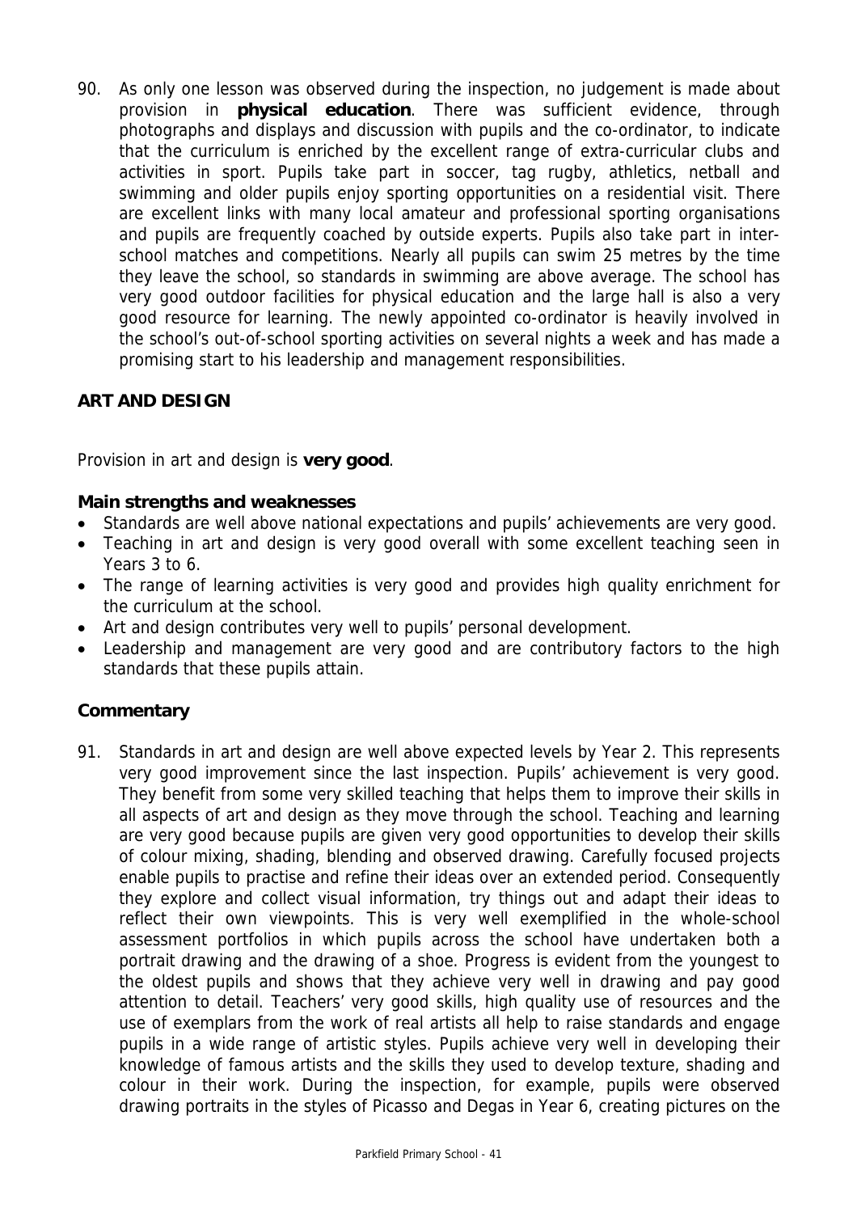90. As only one lesson was observed during the inspection, no judgement is made about provision in **physical education**. There was sufficient evidence, through photographs and displays and discussion with pupils and the co-ordinator, to indicate that the curriculum is enriched by the excellent range of extra-curricular clubs and activities in sport. Pupils take part in soccer, tag rugby, athletics, netball and swimming and older pupils enjoy sporting opportunities on a residential visit. There are excellent links with many local amateur and professional sporting organisations and pupils are frequently coached by outside experts. Pupils also take part in inter-school matches and competitions. Nearly all pupils can swim 25 metres by the time they leave the school, so standards in swimming are above average. The school has very good outdoor facilities for physical education and the large hall is also a very good resource for learning. The newly appointed co-ordinator is heavily involved in the school's out-of-school sporting activities on several nights a week and has made a promising start to his leadership and management responsibilities.

## ART AND DESIGN

Provision in art and design is **very good**.

### Main strengths and weaknesses

- Standards are well above national expectations and pupils' achievements are very good.
- Teaching in art and design is very good overall with some excellent teaching seen in Years 3 to 6.
- The range of learning activities is very good and provides high quality enrichment for the curriculum at the school.
- Art and design contributes very well to pupils' personal development.
- Leadership and management are very good and are contributory factors to the high standards that these pupils attain.

### Commentary

91. Standards in art and design are well above expected levels by Year 2. This represents very good improvement since the last inspection. Pupils' achievement is very good. They benefit from some very skilled teaching that helps them to improve their skills in all aspects of art and design as they move through the school. Teaching and learning are very good because pupils are given very good opportunities to develop their skills of colour mixing, shading, blending and observed drawing. Carefully focused projects enable pupils to practise and refine their ideas over an extended period. Consequently they explore and collect visual information, try things out and adapt their ideas to reflect their own viewpoints. This is very well exemplified in the whole-school assessment portfolios in which pupils across the school have undertaken both a portrait drawing and the drawing of a shoe. Progress is evident from the youngest to the oldest pupils and shows that they achieve very well in drawing and pay good attention to detail. Teachers' very good skills, high quality use of resources and the use of exemplars from the work of real artists all help to raise standards and engage pupils in a wide range of artistic styles. Pupils achieve very well in developing their knowledge of famous artists and the skills they used to develop texture, shading and colour in their work. During the inspection, for example, pupils were observed drawing portraits in the styles of Picasso and Degas in Year 6, creating pictures on the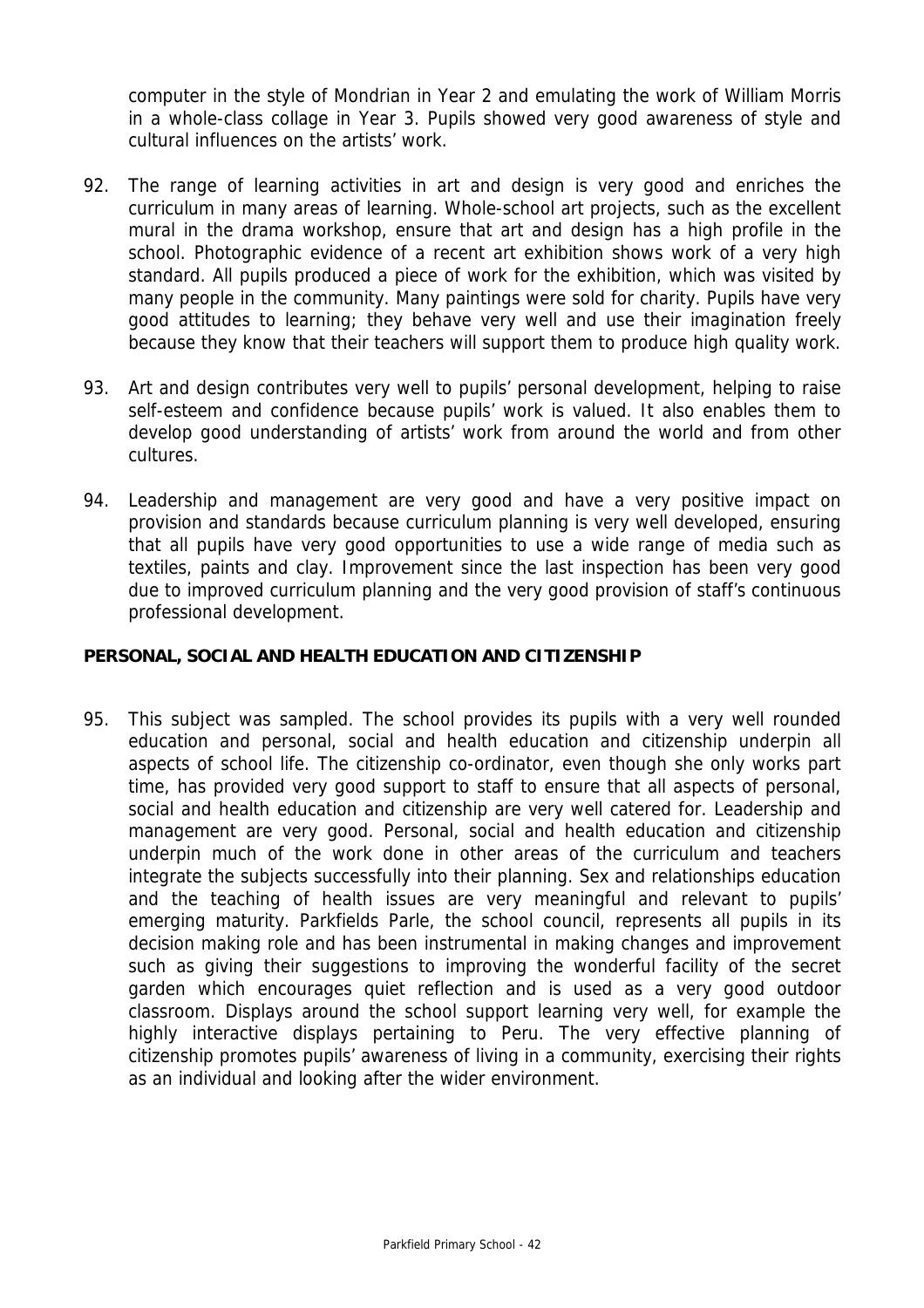computer in the style of Mondrian in Year 2 and emulating the work of William Morris in a whole-class collage in Year 3. Pupils showed very good awareness of style and cultural influences on the artists' work.

92. The range of learning activities in art and design is very good and enriches the curriculum in many areas of learning. Whole-school art projects, such as the excellent mural in the drama workshop, ensure that art and design has a high profile in the school. Photographic evidence of a recent art exhibition shows work of a very high standard. All pupils produced a piece of work for the exhibition, which was visited by many people in the community. Many paintings were sold for charity. Pupils have very good attitudes to learning; they behave very well and use their imagination freely because they know that their teachers will support them to produce high quality work.

93. Art and design contributes very well to pupils' personal development, helping to raise self-esteem and confidence because pupils' work is valued. It also enables them to develop good understanding of artists' work from around the world and from other cultures.

94. Leadership and management are very good and have a very positive impact on provision and standards because curriculum planning is very well developed, ensuring that all pupils have very good opportunities to use a wide range of media such as textiles, paints and clay. Improvement since the last inspection has been very good due to improved curriculum planning and the very good provision of staff's continuous professional development.

**PERSONAL, SOCIAL AND HEALTH EDUCATION AND CITIZENSHIP**

95. This subject was sampled. The school provides its pupils with a very well rounded education and personal, social and health education and citizenship underpin all aspects of school life. The citizenship co-ordinator, even though she only works part time, has provided very good support to staff to ensure that all aspects of personal, social and health education and citizenship are very well catered for. Leadership and management are very good. Personal, social and health education and citizenship underpin much of the work done in other areas of the curriculum and teachers integrate the subjects successfully into their planning. Sex and relationships education and the teaching of health issues are very meaningful and relevant to pupils' emerging maturity. Parkfields Parle, the school council, represents all pupils in its decision making role and has been instrumental in making changes and improvement such as giving their suggestions to improving the wonderful facility of the secret garden which encourages quiet reflection and is used as a very good outdoor classroom. Displays around the school support learning very well, for example the highly interactive displays pertaining to Peru. The very effective planning of citizenship promotes pupils' awareness of living in a community, exercising their rights as an individual and looking after the wider environment.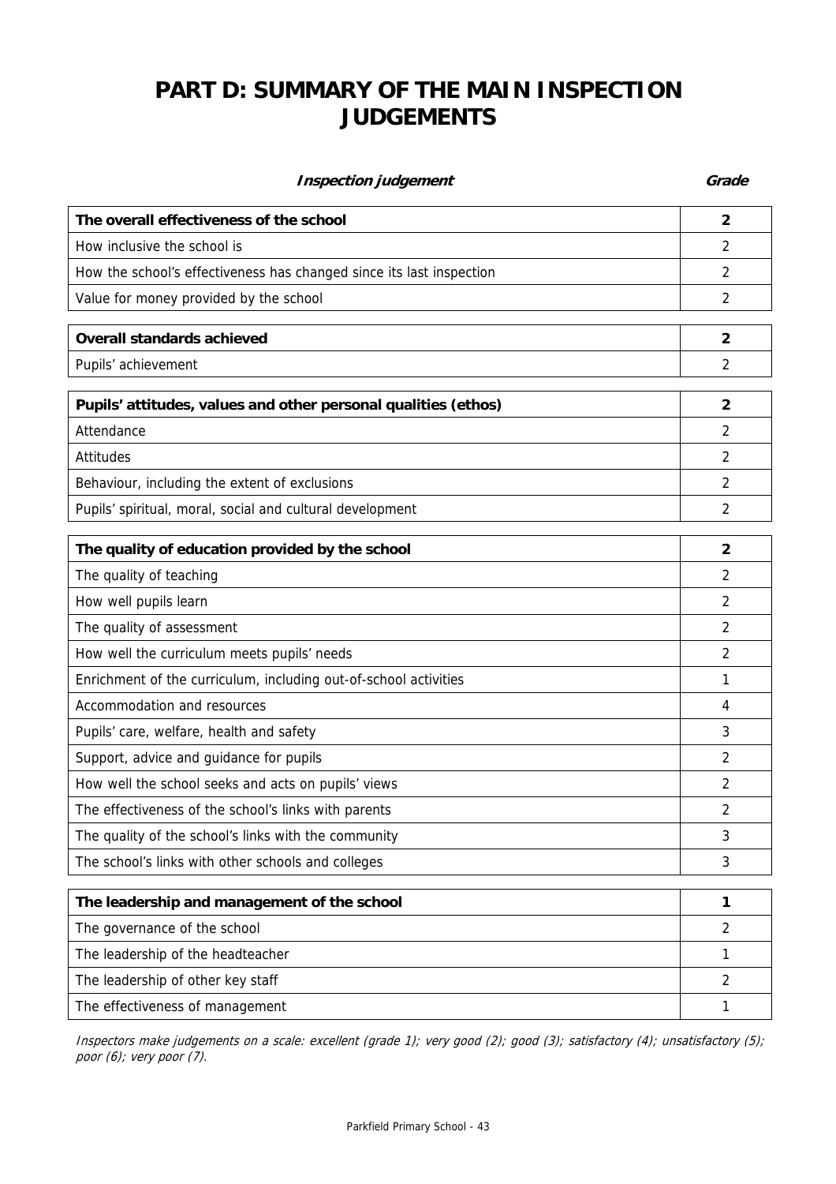# PART D: SUMMARY OF THE MAIN INSPECTION JUDGEMENTS

| ***Inspection judgement*** | ***Grade*** |
|---|---|
| **The overall effectiveness of the school** | **2** |
| How inclusive the school is | 2 |
| How the school's effectiveness has changed since its last inspection | 2 |
| Value for money provided by the school | 2 |
| **Overall standards achieved** | **2** |
| Pupils' achievement | 2 |
| **Pupils' attitudes, values and other personal qualities (ethos)** | **2** |
| Attendance | 2 |
| Attitudes | 2 |
| Behaviour, including the extent of exclusions | 2 |
| Pupils' spiritual, moral, social and cultural development | 2 |
| **The quality of education provided by the school** | **2** |
| The quality of teaching | 2 |
| How well pupils learn | 2 |
| The quality of assessment | 2 |
| How well the curriculum meets pupils' needs | 2 |
| Enrichment of the curriculum, including out-of-school activities | 1 |
| Accommodation and resources | 4 |
| Pupils' care, welfare, health and safety | 3 |
| Support, advice and guidance for pupils | 2 |
| How well the school seeks and acts on pupils' views | 2 |
| The effectiveness of the school's links with parents | 2 |
| The quality of the school's links with the community | 3 |
| The school's links with other schools and colleges | 3 |
| **The leadership and management of the school** | **1** |
| The governance of the school | 2 |
| The leadership of the headteacher | 1 |
| The leadership of other key staff | 2 |
| The effectiveness of management | 1 |

*Inspectors make judgements on a scale: excellent (grade 1); very good (2); good (3); satisfactory (4); unsatisfactory (5); poor (6); very poor (7).*